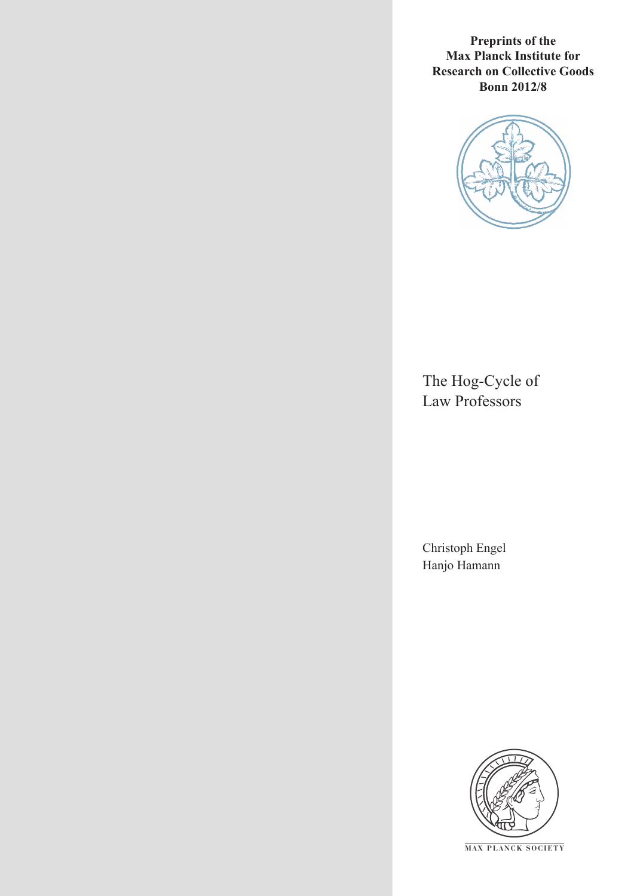**Preprints of the Max Planck Institute for Research on Collective Goods Bonn 2012/8**

# The Hog-Cycle of Law Professors

Christoph Engel
Hanjo Hamann

MAX PLANCK SOCIETY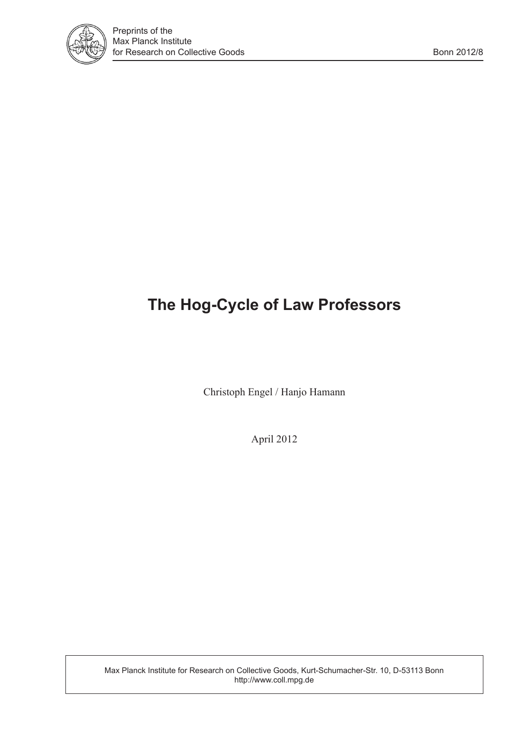# The Hog-Cycle of Law Professors

Christoph Engel / Hanjo Hamann

April 2012

Max Planck Institute for Research on Collective Goods, Kurt-Schumacher-Str. 10, D-53113 Bonn
http://www.coll.mpg.de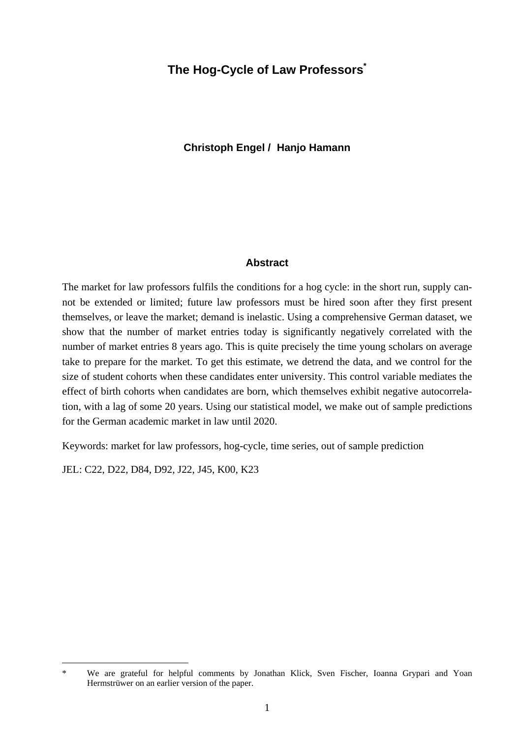# The Hog-Cycle of Law Professors*

**Christoph Engel / Hanjo Hamann**

## Abstract

The market for law professors fulfils the conditions for a hog cycle: in the short run, supply cannot be extended or limited; future law professors must be hired soon after they first present themselves, or leave the market; demand is inelastic. Using a comprehensive German dataset, we show that the number of market entries today is significantly negatively correlated with the number of market entries 8 years ago. This is quite precisely the time young scholars on average take to prepare for the market. To get this estimate, we detrend the data, and we control for the size of student cohorts when these candidates enter university. This control variable mediates the effect of birth cohorts when candidates are born, which themselves exhibit negative autocorrelation, with a lag of some 20 years. Using our statistical model, we make out of sample predictions for the German academic market in law until 2020.

Keywords: market for law professors, hog-cycle, time series, out of sample prediction

JEL: C22, D22, D84, D92, J22, J45, K00, K23

---

\* We are grateful for helpful comments by Jonathan Klick, Sven Fischer, Ioanna Grypari and Yoan Hermstrüwer on an earlier version of the paper.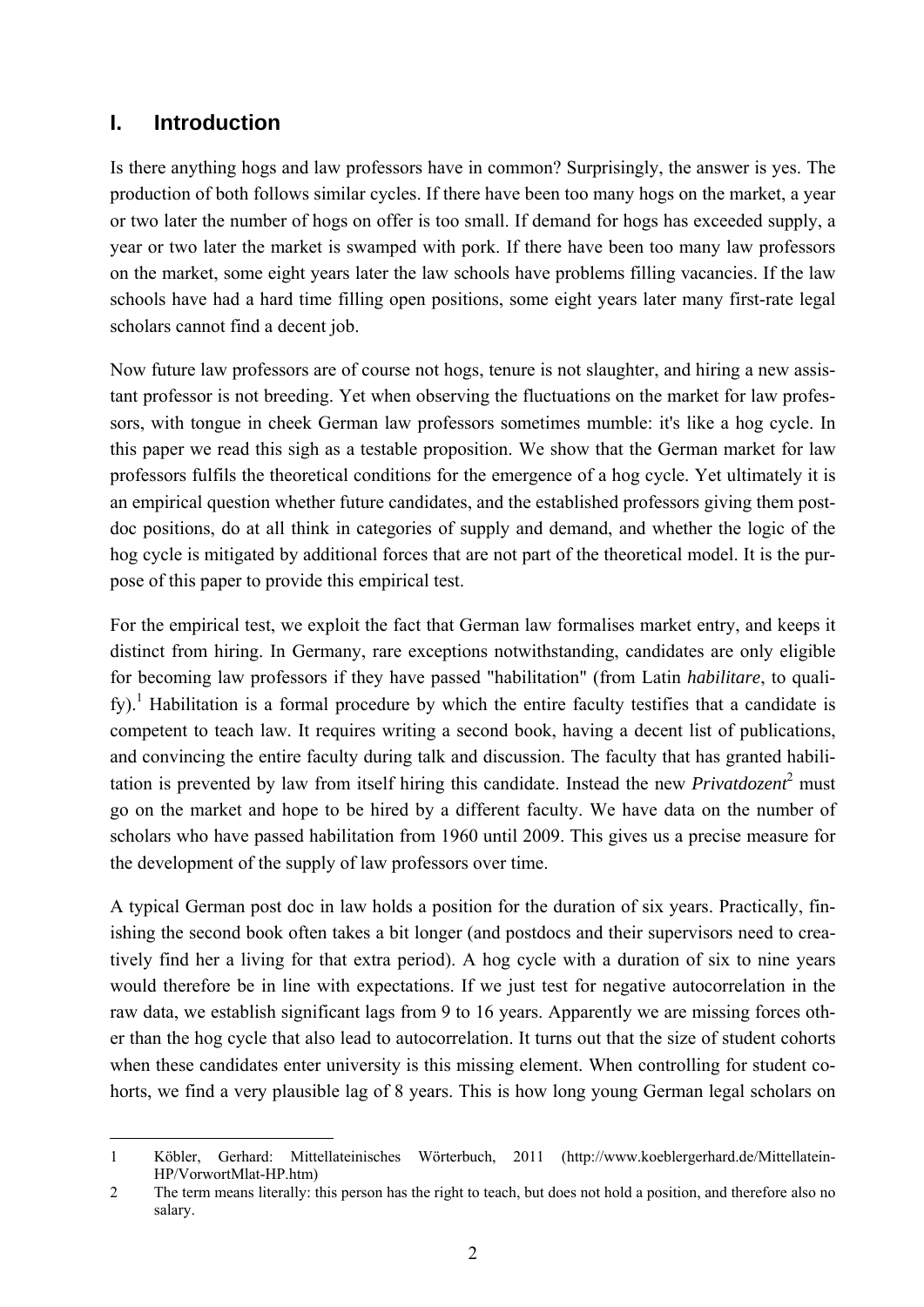## I. Introduction

Is there anything hogs and law professors have in common? Surprisingly, the answer is yes. The production of both follows similar cycles. If there have been too many hogs on the market, a year or two later the number of hogs on offer is too small. If demand for hogs has exceeded supply, a year or two later the market is swamped with pork. If there have been too many law professors on the market, some eight years later the law schools have problems filling vacancies. If the law schools have had a hard time filling open positions, some eight years later many first-rate legal scholars cannot find a decent job.

Now future law professors are of course not hogs, tenure is not slaughter, and hiring a new assistant professor is not breeding. Yet when observing the fluctuations on the market for law professors, with tongue in cheek German law professors sometimes mumble: it's like a hog cycle. In this paper we read this sigh as a testable proposition. We show that the German market for law professors fulfils the theoretical conditions for the emergence of a hog cycle. Yet ultimately it is an empirical question whether future candidates, and the established professors giving them post-doc positions, do at all think in categories of supply and demand, and whether the logic of the hog cycle is mitigated by additional forces that are not part of the theoretical model. It is the purpose of this paper to provide this empirical test.

For the empirical test, we exploit the fact that German law formalises market entry, and keeps it distinct from hiring. In Germany, rare exceptions notwithstanding, candidates are only eligible for becoming law professors if they have passed "habilitation" (from Latin *habilitare*, to qualify).[1] Habilitation is a formal procedure by which the entire faculty testifies that a candidate is competent to teach law. It requires writing a second book, having a decent list of publications, and convincing the entire faculty during talk and discussion. The faculty that has granted habilitation is prevented by law from itself hiring this candidate. Instead the new ***Privatdozent***[2] must go on the market and hope to be hired by a different faculty. We have data on the number of scholars who have passed habilitation from 1960 until 2009. This gives us a precise measure for the development of the supply of law professors over time.

A typical German post doc in law holds a position for the duration of six years. Practically, finishing the second book often takes a bit longer (and postdocs and their supervisors need to creatively find her a living for that extra period). A hog cycle with a duration of six to nine years would therefore be in line with expectations. If we just test for negative autocorrelation in the raw data, we establish significant lags from 9 to 16 years. Apparently we are missing forces other than the hog cycle that also lead to autocorrelation. It turns out that the size of student cohorts when these candidates enter university is this missing element. When controlling for student cohorts, we find a very plausible lag of 8 years. This is how long young German legal scholars on

---

1 Köbler, Gerhard: Mittellateinisches Wörterbuch, 2011 (http://www.koeblergerhard.de/Mittellatein-HP/VorwortMlat-HP.htm)

2 The term means literally: this person has the right to teach, but does not hold a position, and therefore also no salary.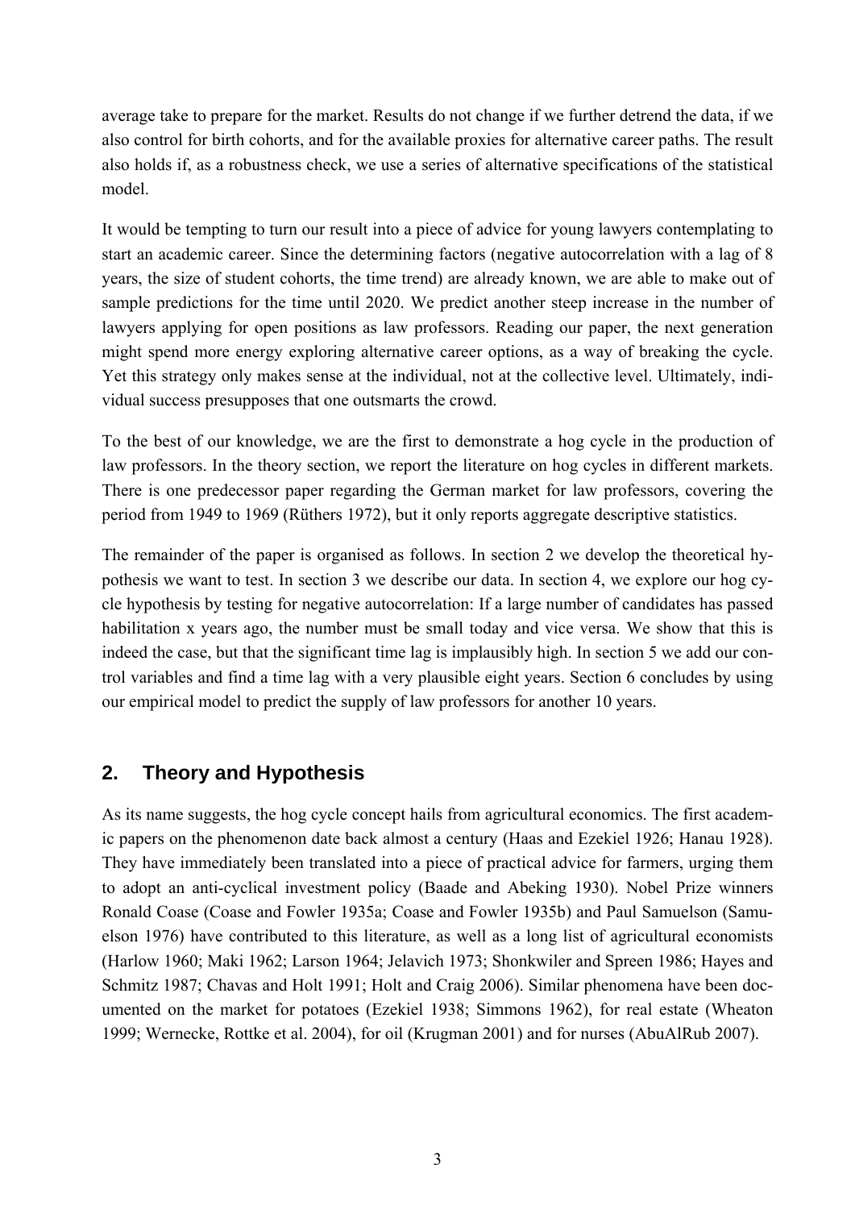average take to prepare for the market. Results do not change if we further detrend the data, if we also control for birth cohorts, and for the available proxies for alternative career paths. The result also holds if, as a robustness check, we use a series of alternative specifications of the statistical model.

It would be tempting to turn our result into a piece of advice for young lawyers contemplating to start an academic career. Since the determining factors (negative autocorrelation with a lag of 8 years, the size of student cohorts, the time trend) are already known, we are able to make out of sample predictions for the time until 2020. We predict another steep increase in the number of lawyers applying for open positions as law professors. Reading our paper, the next generation might spend more energy exploring alternative career options, as a way of breaking the cycle. Yet this strategy only makes sense at the individual, not at the collective level. Ultimately, individual success presupposes that one outsmarts the crowd.

To the best of our knowledge, we are the first to demonstrate a hog cycle in the production of law professors. In the theory section, we report the literature on hog cycles in different markets. There is one predecessor paper regarding the German market for law professors, covering the period from 1949 to 1969 (Rüthers 1972), but it only reports aggregate descriptive statistics.

The remainder of the paper is organised as follows. In section 2 we develop the theoretical hypothesis we want to test. In section 3 we describe our data. In section 4, we explore our hog cycle hypothesis by testing for negative autocorrelation: If a large number of candidates has passed habilitation x years ago, the number must be small today and vice versa. We show that this is indeed the case, but that the significant time lag is implausibly high. In section 5 we add our control variables and find a time lag with a very plausible eight years. Section 6 concludes by using our empirical model to predict the supply of law professors for another 10 years.

## 2. Theory and Hypothesis

As its name suggests, the hog cycle concept hails from agricultural economics. The first academic papers on the phenomenon date back almost a century (Haas and Ezekiel 1926; Hanau 1928). They have immediately been translated into a piece of practical advice for farmers, urging them to adopt an anti-cyclical investment policy (Baade and Abeking 1930). Nobel Prize winners Ronald Coase (Coase and Fowler 1935a; Coase and Fowler 1935b) and Paul Samuelson (Samuelson 1976) have contributed to this literature, as well as a long list of agricultural economists (Harlow 1960; Maki 1962; Larson 1964; Jelavich 1973; Shonkwiler and Spreen 1986; Hayes and Schmitz 1987; Chavas and Holt 1991; Holt and Craig 2006). Similar phenomena have been documented on the market for potatoes (Ezekiel 1938; Simmons 1962), for real estate (Wheaton 1999; Wernecke, Rottke et al. 2004), for oil (Krugman 2001) and for nurses (AbuAlRub 2007).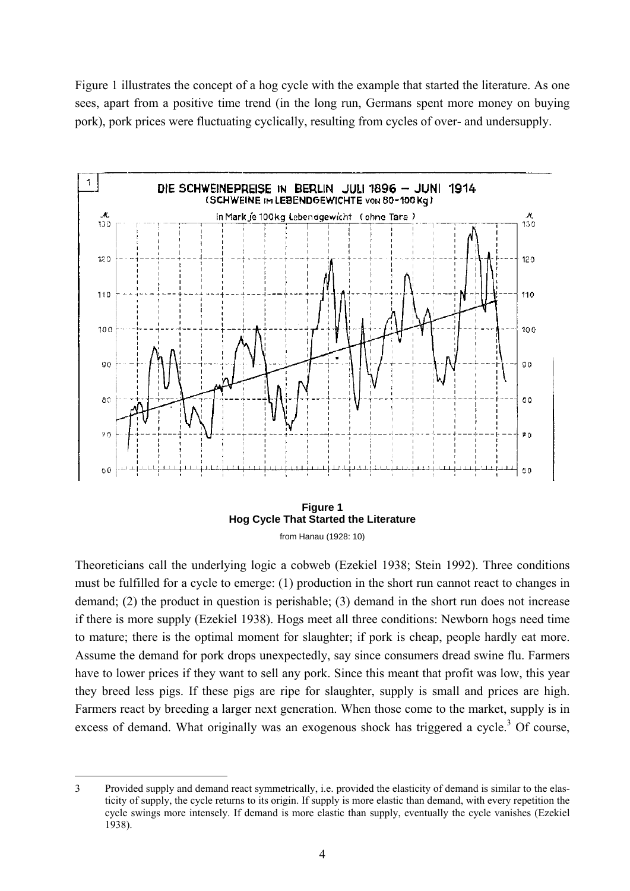Figure 1 illustrates the concept of a hog cycle with the example that started the literature. As one sees, apart from a positive time trend (in the long run, Germans spent more money on buying pork), pork prices were fluctuating cyclically, resulting from cycles of over- and undersupply.

**Figure 1**
**Hog Cycle That Started the Literature**

from Hanau (1928: 10)

Theoreticians call the underlying logic a cobweb (Ezekiel 1938; Stein 1992). Three conditions must be fulfilled for a cycle to emerge: (1) production in the short run cannot react to changes in demand; (2) the product in question is perishable; (3) demand in the short run does not increase if there is more supply (Ezekiel 1938). Hogs meet all three conditions: Newborn hogs need time to mature; there is the optimal moment for slaughter; if pork is cheap, people hardly eat more. Assume the demand for pork drops unexpectedly, say since consumers dread swine flu. Farmers have to lower prices if they want to sell any pork. Since this meant that profit was low, this year they breed less pigs. If these pigs are ripe for slaughter, supply is small and prices are high. Farmers react by breeding a larger next generation. When those come to the market, supply is in excess of demand. What originally was an exogenous shock has triggered a cycle.[3] Of course,

---

3 Provided supply and demand react symmetrically, i.e. provided the elasticity of demand is similar to the elasticity of supply, the cycle returns to its origin. If supply is more elastic than demand, with every repetition the cycle swings more intensely. If demand is more elastic than supply, eventually the cycle vanishes (Ezekiel 1938).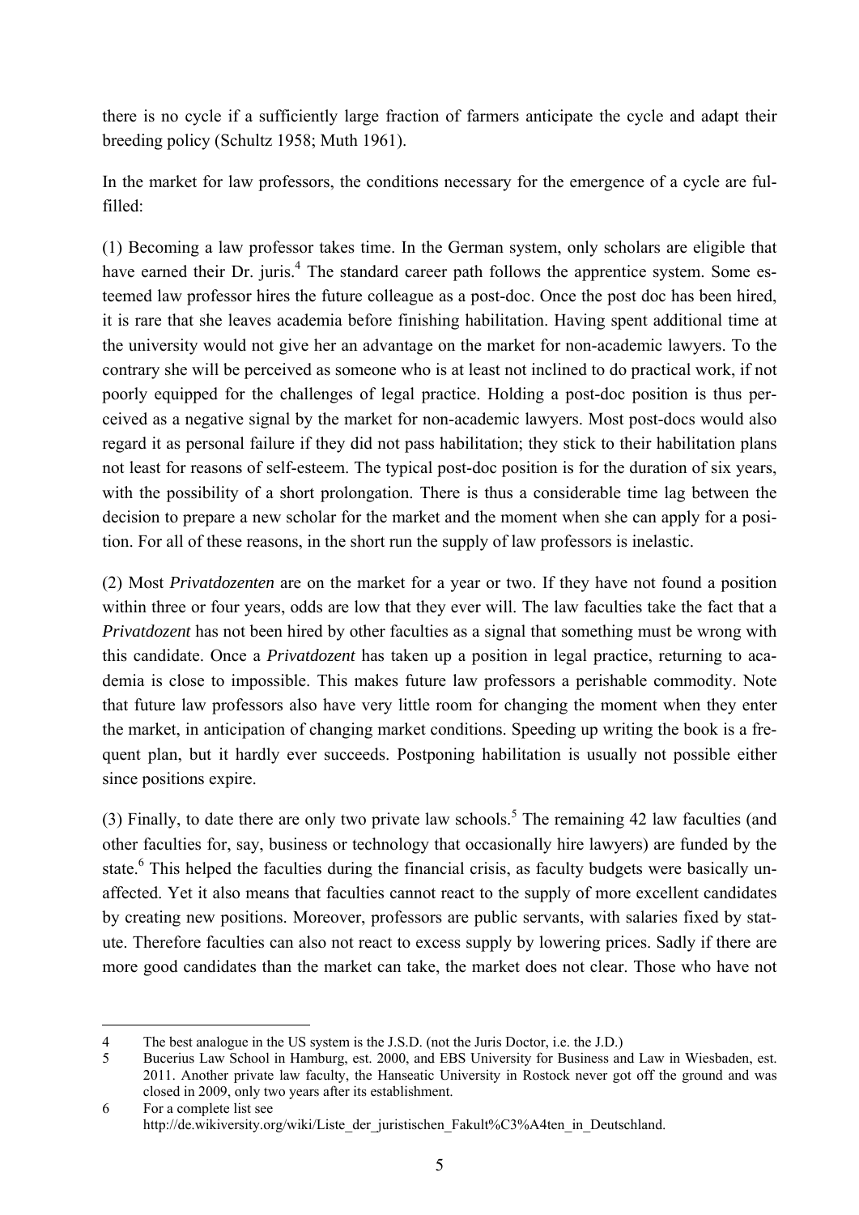there is no cycle if a sufficiently large fraction of farmers anticipate the cycle and adapt their breeding policy (Schultz 1958; Muth 1961).

In the market for law professors, the conditions necessary for the emergence of a cycle are fulfilled:

(1) Becoming a law professor takes time. In the German system, only scholars are eligible that have earned their Dr. juris.[4] The standard career path follows the apprentice system. Some esteemed law professor hires the future colleague as a post-doc. Once the post doc has been hired, it is rare that she leaves academia before finishing habilitation. Having spent additional time at the university would not give her an advantage on the market for non-academic lawyers. To the contrary she will be perceived as someone who is at least not inclined to do practical work, if not poorly equipped for the challenges of legal practice. Holding a post-doc position is thus perceived as a negative signal by the market for non-academic lawyers. Most post-docs would also regard it as personal failure if they did not pass habilitation; they stick to their habilitation plans not least for reasons of self-esteem. The typical post-doc position is for the duration of six years, with the possibility of a short prolongation. There is thus a considerable time lag between the decision to prepare a new scholar for the market and the moment when she can apply for a position. For all of these reasons, in the short run the supply of law professors is inelastic.

(2) Most *Privatdozenten* are on the market for a year or two. If they have not found a position within three or four years, odds are low that they ever will. The law faculties take the fact that a *Privatdozent* has not been hired by other faculties as a signal that something must be wrong with this candidate. Once a *Privatdozent* has taken up a position in legal practice, returning to academia is close to impossible. This makes future law professors a perishable commodity. Note that future law professors also have very little room for changing the moment when they enter the market, in anticipation of changing market conditions. Speeding up writing the book is a frequent plan, but it hardly ever succeeds. Postponing habilitation is usually not possible either since positions expire.

(3) Finally, to date there are only two private law schools.[5] The remaining 42 law faculties (and other faculties for, say, business or technology that occasionally hire lawyers) are funded by the state.[6] This helped the faculties during the financial crisis, as faculty budgets were basically unaffected. Yet it also means that faculties cannot react to the supply of more excellent candidates by creating new positions. Moreover, professors are public servants, with salaries fixed by statute. Therefore faculties can also not react to excess supply by lowering prices. Sadly if there are more good candidates than the market can take, the market does not clear. Those who have not

---

4 The best analogue in the US system is the J.S.D. (not the Juris Doctor, i.e. the J.D.)

5 Bucerius Law School in Hamburg, est. 2000, and EBS University for Business and Law in Wiesbaden, est. 2011. Another private law faculty, the Hanseatic University in Rostock never got off the ground and was closed in 2009, only two years after its establishment.

6 For a complete list see http://de.wikiversity.org/wiki/Liste_der_juristischen_Fakult%C3%A4ten_in_Deutschland.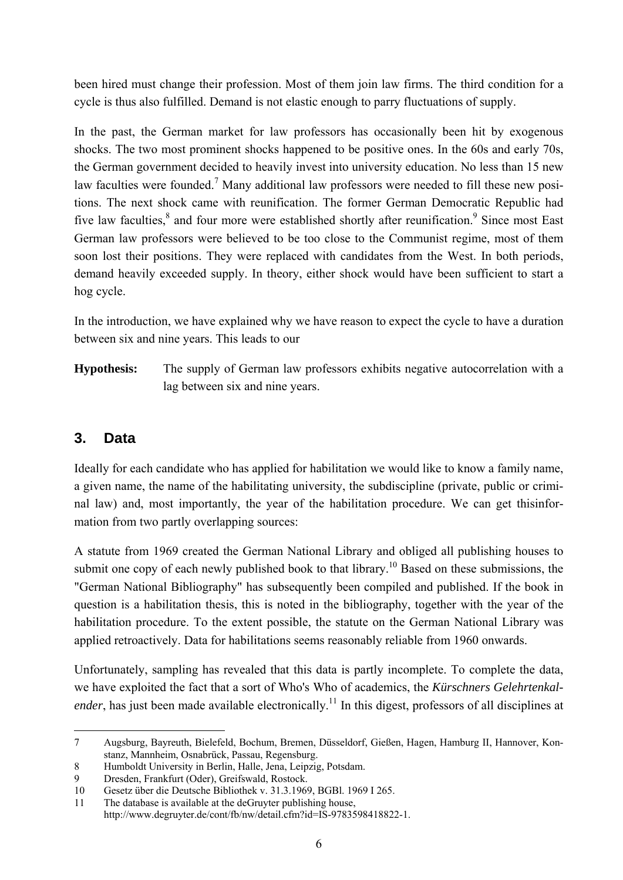been hired must change their profession. Most of them join law firms. The third condition for a cycle is thus also fulfilled. Demand is not elastic enough to parry fluctuations of supply.

In the past, the German market for law professors has occasionally been hit by exogenous shocks. The two most prominent shocks happened to be positive ones. In the 60s and early 70s, the German government decided to heavily invest into university education. No less than 15 new law faculties were founded.[7] Many additional law professors were needed to fill these new positions. The next shock came with reunification. The former German Democratic Republic had five law faculties,[8] and four more were established shortly after reunification.[9] Since most East German law professors were believed to be too close to the Communist regime, most of them soon lost their positions. They were replaced with candidates from the West. In both periods, demand heavily exceeded supply. In theory, either shock would have been sufficient to start a hog cycle.

In the introduction, we have explained why we have reason to expect the cycle to have a duration between six and nine years. This leads to our

**Hypothesis:** The supply of German law professors exhibits negative autocorrelation with a lag between six and nine years.

## 3. Data

Ideally for each candidate who has applied for habilitation we would like to know a family name, a given name, the name of the habilitating university, the subdiscipline (private, public or criminal law) and, most importantly, the year of the habilitation procedure. We can get thisinformation from two partly overlapping sources:

A statute from 1969 created the German National Library and obliged all publishing houses to submit one copy of each newly published book to that library.[10] Based on these submissions, the "German National Bibliography" has subsequently been compiled and published. If the book in question is a habilitation thesis, this is noted in the bibliography, together with the year of the habilitation procedure. To the extent possible, the statute on the German National Library was applied retroactively. Data for habilitations seems reasonably reliable from 1960 onwards.

Unfortunately, sampling has revealed that this data is partly incomplete. To complete the data, we have exploited the fact that a sort of Who's Who of academics, the *Kürschners Gelehrtenkalender*, has just been made available electronically.[11] In this digest, professors of all disciplines at

---

7 Augsburg, Bayreuth, Bielefeld, Bochum, Bremen, Düsseldorf, Gießen, Hagen, Hamburg II, Hannover, Konstanz, Mannheim, Osnabrück, Passau, Regensburg.

8 Humboldt University in Berlin, Halle, Jena, Leipzig, Potsdam.

9 Dresden, Frankfurt (Oder), Greifswald, Rostock.

10 Gesetz über die Deutsche Bibliothek v. 31.3.1969, BGBl. 1969 I 265.

11 The database is available at the deGruyter publishing house, http://www.degruyter.de/cont/fb/nw/detail.cfm?id=IS-9783598418822-1.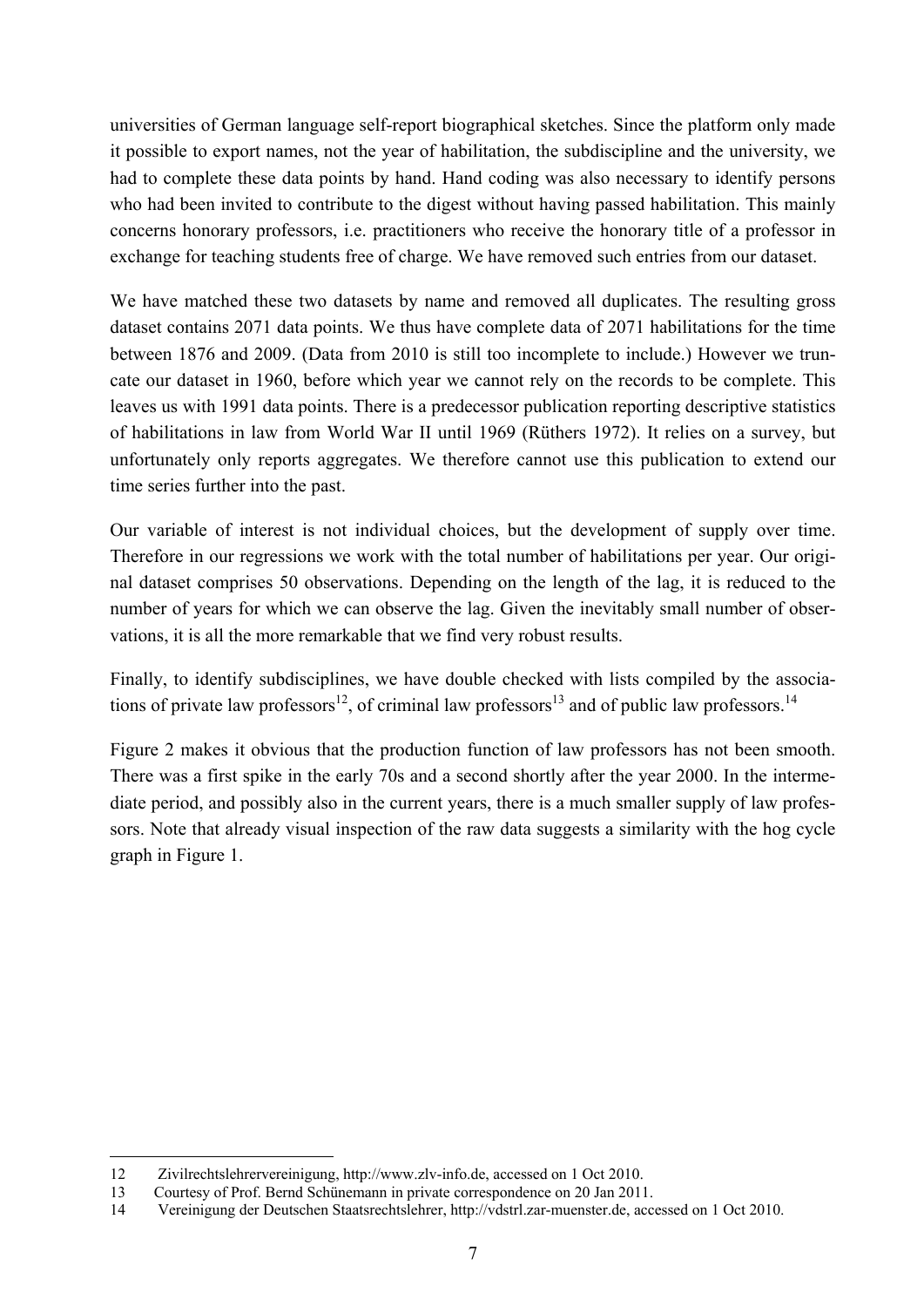universities of German language self-report biographical sketches. Since the platform only made it possible to export names, not the year of habilitation, the subdiscipline and the university, we had to complete these data points by hand. Hand coding was also necessary to identify persons who had been invited to contribute to the digest without having passed habilitation. This mainly concerns honorary professors, i.e. practitioners who receive the honorary title of a professor in exchange for teaching students free of charge. We have removed such entries from our dataset.

We have matched these two datasets by name and removed all duplicates. The resulting gross dataset contains 2071 data points. We thus have complete data of 2071 habilitations for the time between 1876 and 2009. (Data from 2010 is still too incomplete to include.) However we truncate our dataset in 1960, before which year we cannot rely on the records to be complete. This leaves us with 1991 data points. There is a predecessor publication reporting descriptive statistics of habilitations in law from World War II until 1969 (Rüthers 1972). It relies on a survey, but unfortunately only reports aggregates. We therefore cannot use this publication to extend our time series further into the past.

Our variable of interest is not individual choices, but the development of supply over time. Therefore in our regressions we work with the total number of habilitations per year. Our original dataset comprises 50 observations. Depending on the length of the lag, it is reduced to the number of years for which we can observe the lag. Given the inevitably small number of observations, it is all the more remarkable that we find very robust results.

Finally, to identify subdisciplines, we have double checked with lists compiled by the associations of private law professors[12], of criminal law professors[13] and of public law professors.[14]

Figure 2 makes it obvious that the production function of law professors has not been smooth. There was a first spike in the early 70s and a second shortly after the year 2000. In the intermediate period, and possibly also in the current years, there is a much smaller supply of law professors. Note that already visual inspection of the raw data suggests a similarity with the hog cycle graph in Figure 1.

---

12 Zivilrechtslehrervereinigung, http://www.zlv-info.de, accessed on 1 Oct 2010.

13 Courtesy of Prof. Bernd Schünemann in private correspondence on 20 Jan 2011.

14 Vereinigung der Deutschen Staatsrechtslehrer, http://vdstrl.zar-muenster.de, accessed on 1 Oct 2010.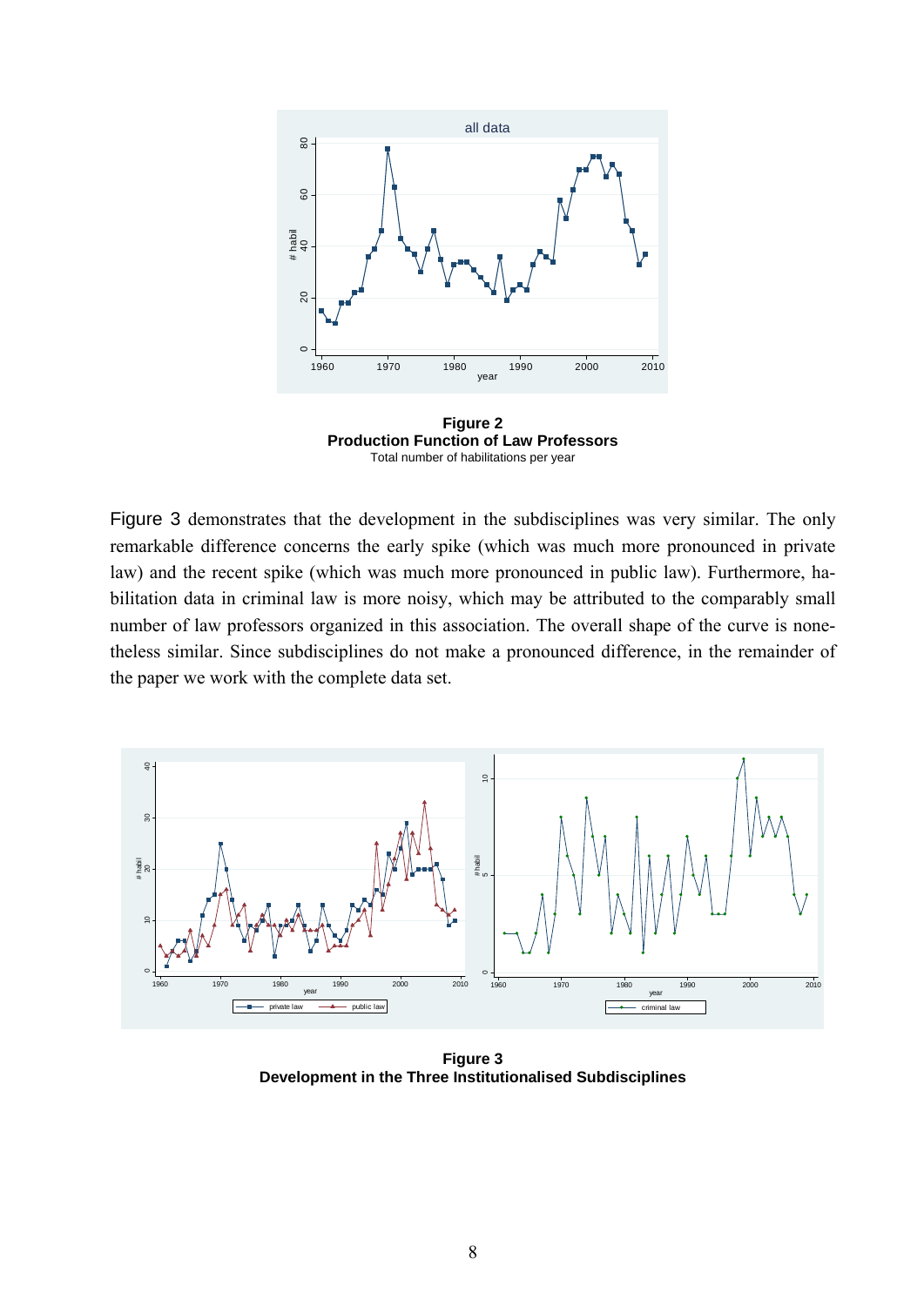**Figure 2**
**Production Function of Law Professors**
Total number of habilitations per year

Figure 3 demonstrates that the development in the subdisciplines was very similar. The only remarkable difference concerns the early spike (which was much more pronounced in private law) and the recent spike (which was much more pronounced in public law). Furthermore, habilitation data in criminal law is more noisy, which may be attributed to the comparably small number of law professors organized in this association. The overall shape of the curve is nonetheless similar. Since subdisciplines do not make a pronounced difference, in the remainder of the paper we work with the complete data set.

**Figure 3**
**Development in the Three Institutionalised Subdisciplines**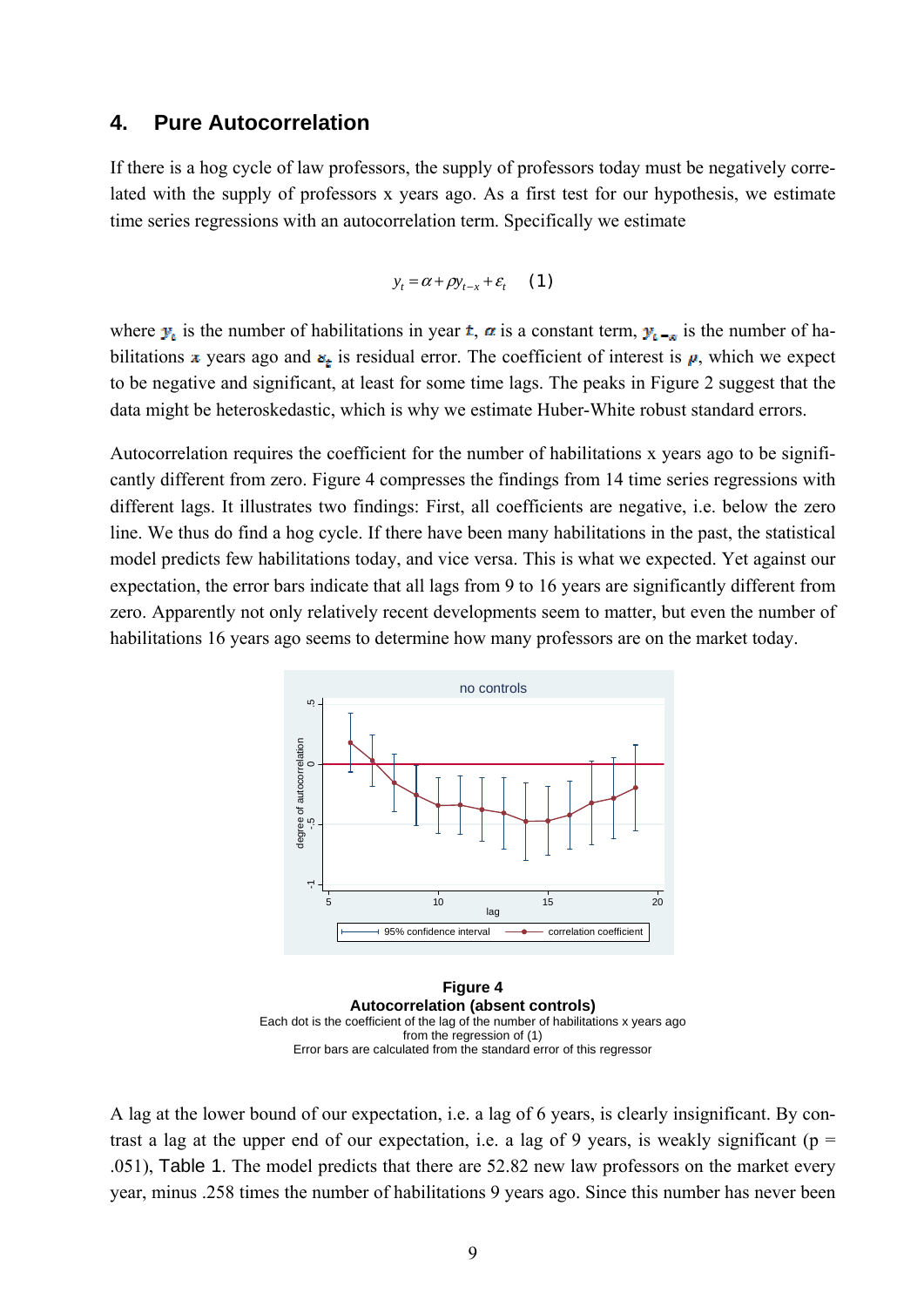## 4. Pure Autocorrelation

If there is a hog cycle of law professors, the supply of professors today must be negatively correlated with the supply of professors x years ago. As a first test for our hypothesis, we estimate time series regressions with an autocorrelation term. Specifically we estimate

$$y_t = \alpha + \rho y_{t-x} + \varepsilon_t \quad (1)$$

where $y_t$ is the number of habilitations in year $t$, $\alpha$ is a constant term, $y_{t-x}$ is the number of habilitations $x$ years ago and $\varepsilon_t$ is residual error. The coefficient of interest is $\rho$, which we expect to be negative and significant, at least for some time lags. The peaks in Figure 2 suggest that the data might be heteroskedastic, which is why we estimate Huber-White robust standard errors.

Autocorrelation requires the coefficient for the number of habilitations x years ago to be significantly different from zero. Figure 4 compresses the findings from 14 time series regressions with different lags. It illustrates two findings: First, all coefficients are negative, i.e. below the zero line. We thus do find a hog cycle. If there have been many habilitations in the past, the statistical model predicts few habilitations today, and vice versa. This is what we expected. Yet against our expectation, the error bars indicate that all lags from 9 to 16 years are significantly different from zero. Apparently not only relatively recent developments seem to matter, but even the number of habilitations 16 years ago seems to determine how many professors are on the market today.

**Figure 4**
**Autocorrelation (absent controls)**
Each dot is the coefficient of the lag of the number of habilitations x years ago from the regression of (1)
Error bars are calculated from the standard error of this regressor

A lag at the lower bound of our expectation, i.e. a lag of 6 years, is clearly insignificant. By contrast a lag at the upper end of our expectation, i.e. a lag of 9 years, is weakly significant (p = .051), Table 1. The model predicts that there are 52.82 new law professors on the market every year, minus .258 times the number of habilitations 9 years ago. Since this number has never been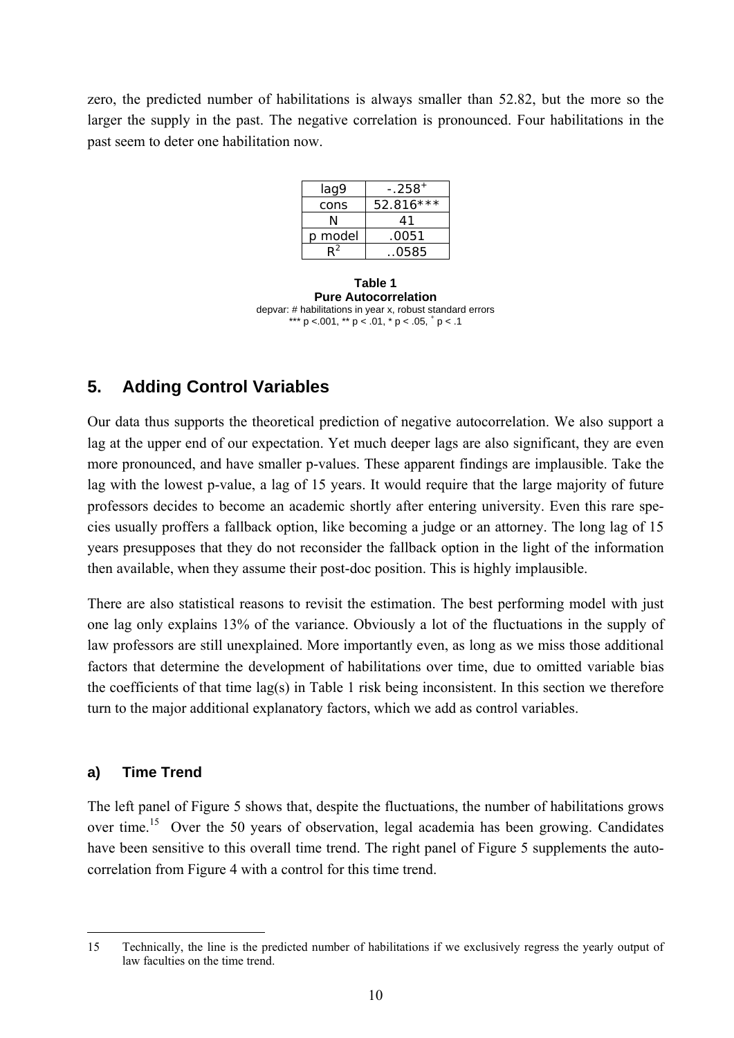zero, the predicted number of habilitations is always smaller than 52.82, but the more so the larger the supply in the past. The negative correlation is pronounced. Four habilitations in the past seem to deter one habilitation now.

| lag9 | $-.258^{+}$ |
|---|---|
| cons | 52.816*** |
| N | 41 |
| p model | .0051 |
| $R^2$ | ..0585 |

**Table 1**
**Pure Autocorrelation**
depvar: # habilitations in year x, robust standard errors
*** p <.001, ** p < .01, * p < .05, $^{+}$ p < .1

## 5. Adding Control Variables

Our data thus supports the theoretical prediction of negative autocorrelation. We also support a lag at the upper end of our expectation. Yet much deeper lags are also significant, they are even more pronounced, and have smaller p-values. These apparent findings are implausible. Take the lag with the lowest p-value, a lag of 15 years. It would require that the large majority of future professors decides to become an academic shortly after entering university. Even this rare species usually proffers a fallback option, like becoming a judge or an attorney. The long lag of 15 years presupposes that they do not reconsider the fallback option in the light of the information then available, when they assume their post-doc position. This is highly implausible.

There are also statistical reasons to revisit the estimation. The best performing model with just one lag only explains 13% of the variance. Obviously a lot of the fluctuations in the supply of law professors are still unexplained. More importantly even, as long as we miss those additional factors that determine the development of habilitations over time, due to omitted variable bias the coefficients of that time lag(s) in Table 1 risk being inconsistent. In this section we therefore turn to the major additional explanatory factors, which we add as control variables.

### a) Time Trend

The left panel of Figure 5 shows that, despite the fluctuations, the number of habilitations grows over time.[15] Over the 50 years of observation, legal academia has been growing. Candidates have been sensitive to this overall time trend. The right panel of Figure 5 supplements the autocorrelation from Figure 4 with a control for this time trend.

[15] Technically, the line is the predicted number of habilitations if we exclusively regress the yearly output of law faculties on the time trend.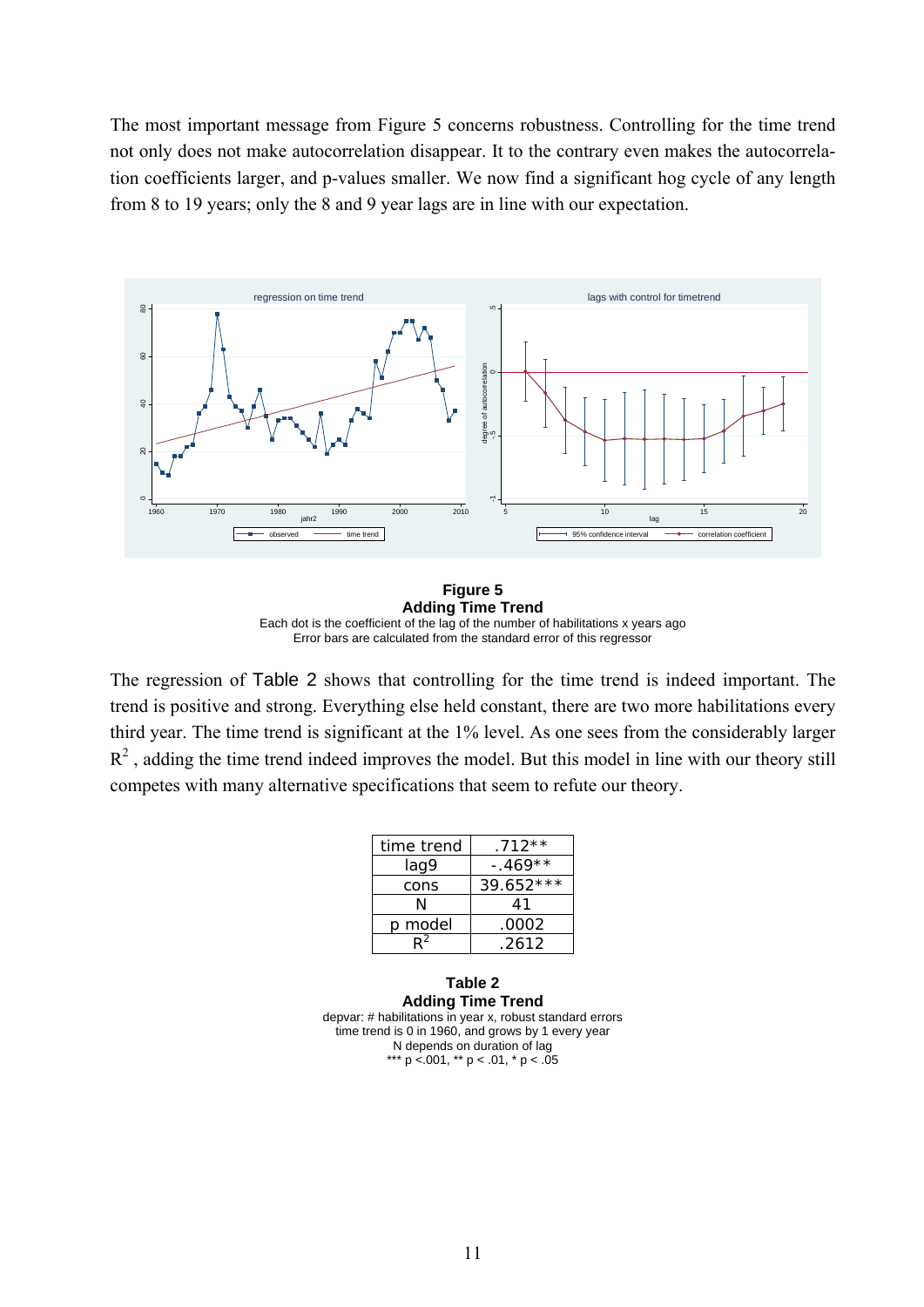The most important message from Figure 5 concerns robustness. Controlling for the time trend not only does not make autocorrelation disappear. It to the contrary even makes the autocorrelation coefficients larger, and p-values smaller. We now find a significant hog cycle of any length from 8 to 19 years; only the 8 and 9 year lags are in line with our expectation.

**Figure 5**
**Adding Time Trend**
Each dot is the coefficient of the lag of the number of habilitations x years ago
Error bars are calculated from the standard error of this regressor

The regression of Table 2 shows that controlling for the time trend is indeed important. The trend is positive and strong. Everything else held constant, there are two more habilitations every third year. The time trend is significant at the 1% level. As one sees from the considerably larger $R^2$, adding the time trend indeed improves the model. But this model in line with our theory still competes with many alternative specifications that seem to refute our theory.

| | |
|---|---|
| time trend | .712** |
| lag9 | -.469** |
| cons | 39.652*** |
| N | 41 |
| p model | .0002 |
| $R^2$ | .2612 |

**Table 2**
**Adding Time Trend**
depvar: # habilitations in year x, robust standard errors
time trend is 0 in 1960, and grows by 1 every year
N depends on duration of lag
*** p <.001, ** p < .01, * p < .05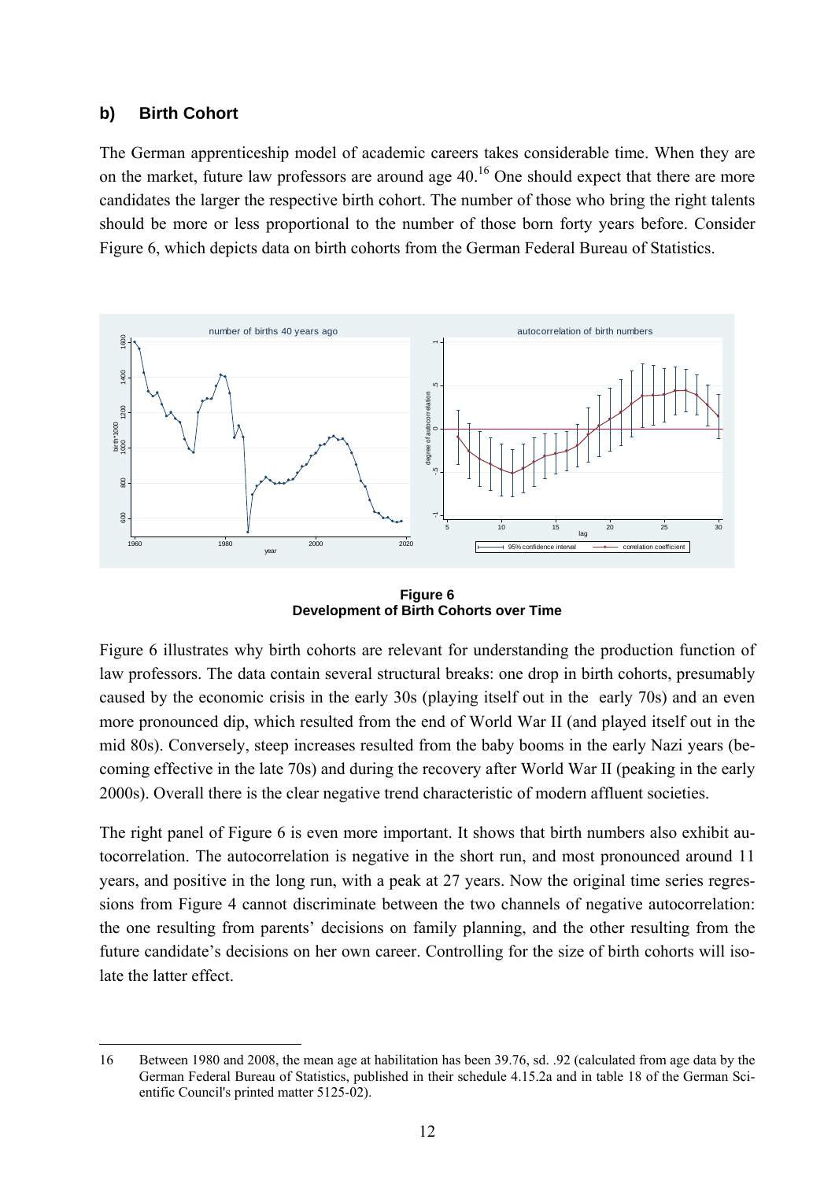### b) Birth Cohort

The German apprenticeship model of academic careers takes considerable time. When they are on the market, future law professors are around age 40.[16] One should expect that there are more candidates the larger the respective birth cohort. The number of those who bring the right talents should be more or less proportional to the number of those born forty years before. Consider Figure 6, which depicts data on birth cohorts from the German Federal Bureau of Statistics.

**Figure 6**
**Development of Birth Cohorts over Time**

Figure 6 illustrates why birth cohorts are relevant for understanding the production function of law professors. The data contain several structural breaks: one drop in birth cohorts, presumably caused by the economic crisis in the early 30s (playing itself out in the early 70s) and an even more pronounced dip, which resulted from the end of World War II (and played itself out in the mid 80s). Conversely, steep increases resulted from the baby booms in the early Nazi years (becoming effective in the late 70s) and during the recovery after World War II (peaking in the early 2000s). Overall there is the clear negative trend characteristic of modern affluent societies.

The right panel of Figure 6 is even more important. It shows that birth numbers also exhibit autocorrelation. The autocorrelation is negative in the short run, and most pronounced around 11 years, and positive in the long run, with a peak at 27 years. Now the original time series regressions from Figure 4 cannot discriminate between the two channels of negative autocorrelation: the one resulting from parents' decisions on family planning, and the other resulting from the future candidate's decisions on her own career. Controlling for the size of birth cohorts will isolate the latter effect.

---

16 Between 1980 and 2008, the mean age at habilitation has been 39.76, sd. .92 (calculated from age data by the German Federal Bureau of Statistics, published in their schedule 4.15.2a and in table 18 of the German Scientific Council's printed matter 5125-02).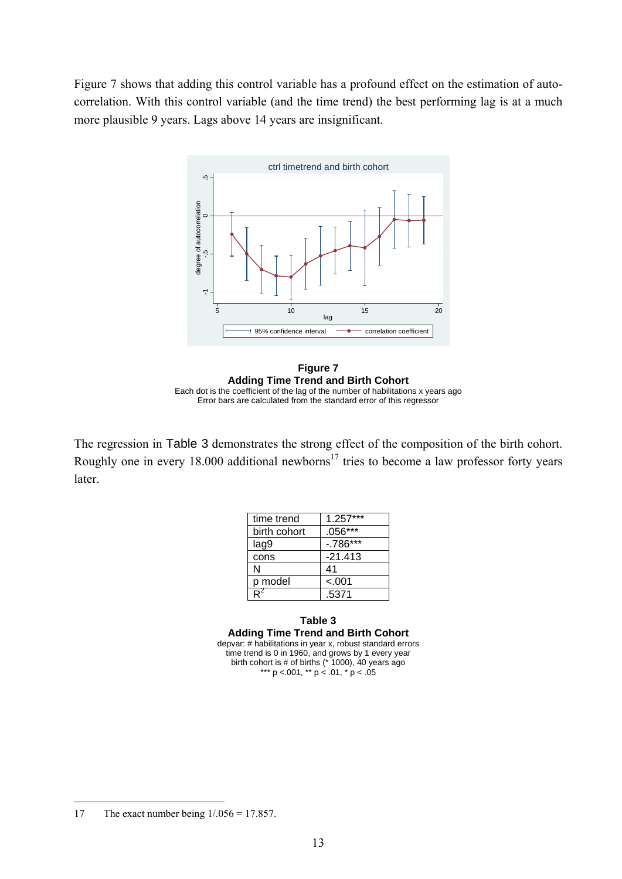Figure 7 shows that adding this control variable has a profound effect on the estimation of auto-correlation. With this control variable (and the time trend) the best performing lag is at a much more plausible 9 years. Lags above 14 years are insignificant.

**Figure 7**
**Adding Time Trend and Birth Cohort**
Each dot is the coefficient of the lag of the number of habilitations x years ago
Error bars are calculated from the standard error of this regressor

The regression in Table 3 demonstrates the strong effect of the composition of the birth cohort. Roughly one in every 18.000 additional newborns[17] tries to become a law professor forty years later.

| | |
|---|---|
| time trend | 1.257*** |
| birth cohort | .056*** |
| lag9 | -.786*** |
| cons | -21.413 |
| N | 41 |
| p model | <.001 |
| $R^2$ | .5371 |

**Table 3**
**Adding Time Trend and Birth Cohort**
depvar: # habilitations in year x, robust standard errors
time trend is 0 in 1960, and grows by 1 every year
birth cohort is # of births (* 1000), 40 years ago
*** p <.001, ** p < .01, * p < .05

17 The exact number being 1/.056 = 17.857.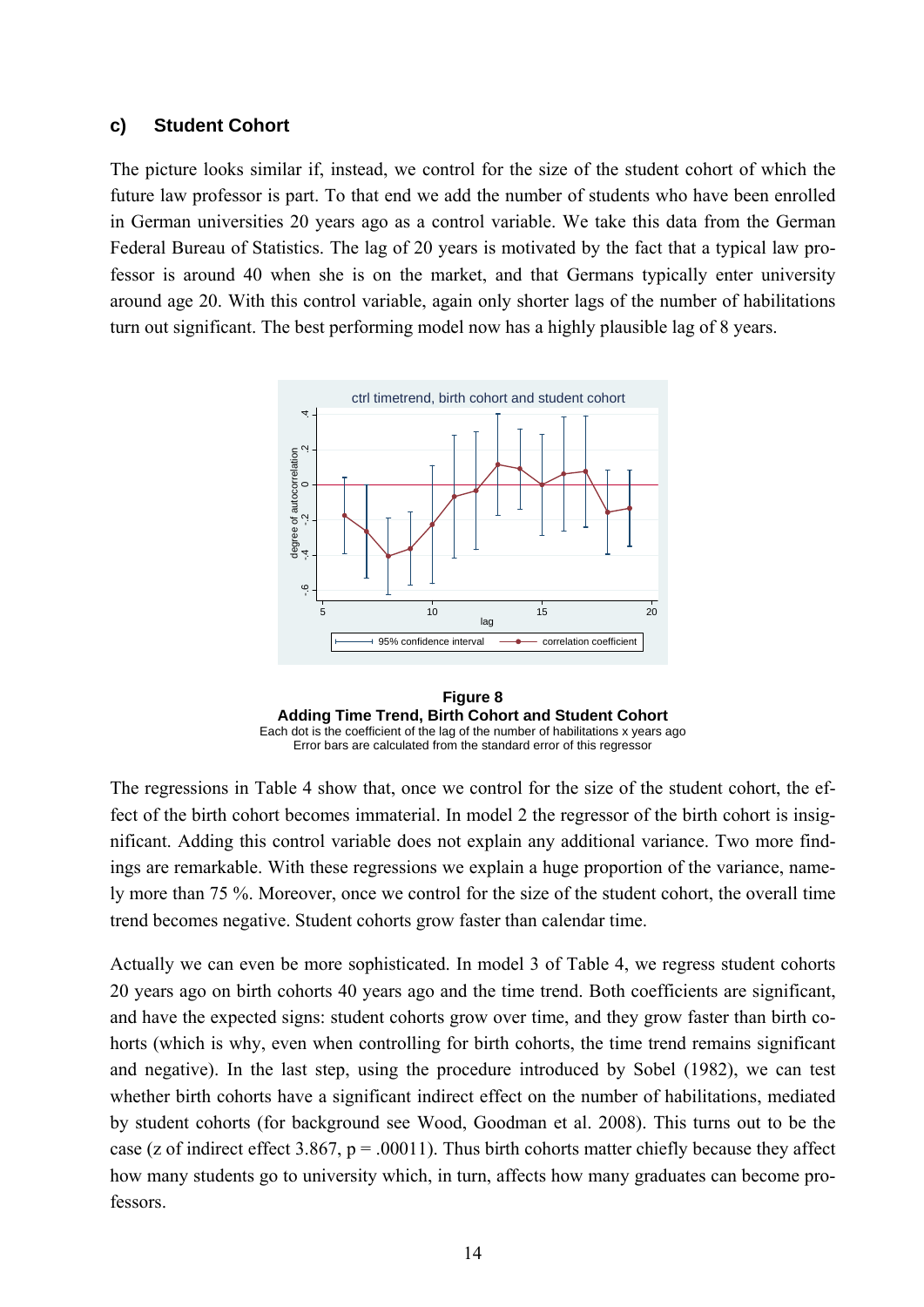### c) Student Cohort

The picture looks similar if, instead, we control for the size of the student cohort of which the future law professor is part. To that end we add the number of students who have been enrolled in German universities 20 years ago as a control variable. We take this data from the German Federal Bureau of Statistics. The lag of 20 years is motivated by the fact that a typical law professor is around 40 when she is on the market, and that Germans typically enter university around age 20. With this control variable, again only shorter lags of the number of habilitations turn out significant. The best performing model now has a highly plausible lag of 8 years.

**Figure 8**
**Adding Time Trend, Birth Cohort and Student Cohort**
Each dot is the coefficient of the lag of the number of habilitations x years ago
Error bars are calculated from the standard error of this regressor

The regressions in Table 4 show that, once we control for the size of the student cohort, the effect of the birth cohort becomes immaterial. In model 2 the regressor of the birth cohort is insignificant. Adding this control variable does not explain any additional variance. Two more findings are remarkable. With these regressions we explain a huge proportion of the variance, namely more than 75 %. Moreover, once we control for the size of the student cohort, the overall time trend becomes negative. Student cohorts grow faster than calendar time.

Actually we can even be more sophisticated. In model 3 of Table 4, we regress student cohorts 20 years ago on birth cohorts 40 years ago and the time trend. Both coefficients are significant, and have the expected signs: student cohorts grow over time, and they grow faster than birth cohorts (which is why, even when controlling for birth cohorts, the time trend remains significant and negative). In the last step, using the procedure introduced by Sobel (1982), we can test whether birth cohorts have a significant indirect effect on the number of habilitations, mediated by student cohorts (for background see Wood, Goodman et al. 2008). This turns out to be the case (z of indirect effect 3.867, $p = .00011$). Thus birth cohorts matter chiefly because they affect how many students go to university which, in turn, affects how many graduates can become professors.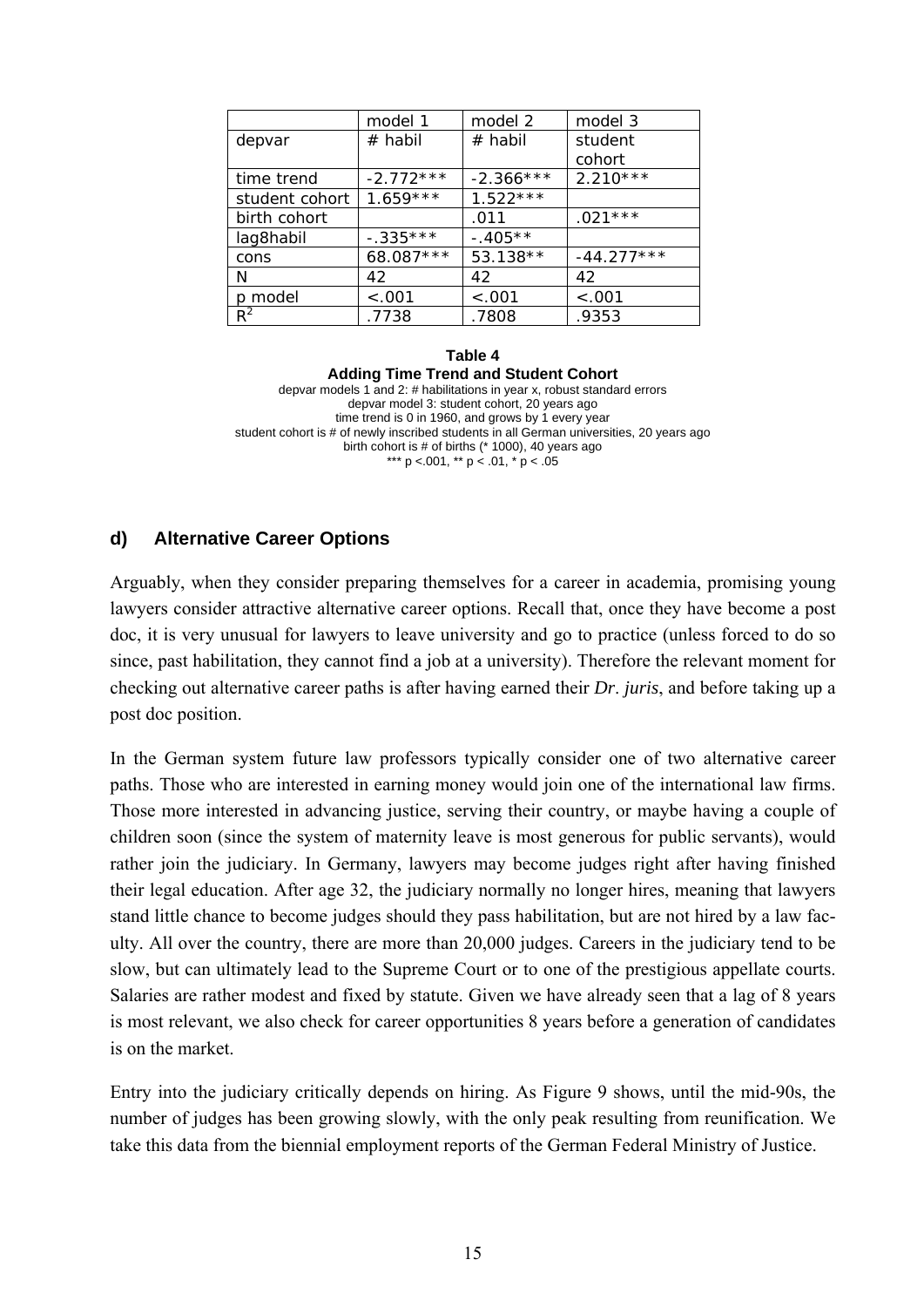|  | model 1 | model 2 | model 3 |
| --- | --- | --- | --- |
| depvar | # habil | # habil | student cohort |
| time trend | -2.772*** | -2.366*** | 2.210*** |
| student cohort | 1.659*** | 1.522*** |  |
| birth cohort |  | .011 | .021*** |
| lag8habil | -.335*** | -.405** |  |
| cons | 68.087*** | 53.138** | -44.277*** |
| N | 42 | 42 | 42 |
| p model | <.001 | <.001 | <.001 |
| $R^2$ | .7738 | .7808 | .9353 |

**Table 4**
**Adding Time Trend and Student Cohort**
depvar models 1 and 2: # habilitations in year x, robust standard errors
depvar model 3: student cohort, 20 years ago
time trend is 0 in 1960, and grows by 1 every year
student cohort is # of newly inscribed students in all German universities, 20 years ago
birth cohort is # of births (* 1000), 40 years ago
*** p <.001, ** p < .01, * p < .05

### d) Alternative Career Options

Arguably, when they consider preparing themselves for a career in academia, promising young lawyers consider attractive alternative career options. Recall that, once they have become a post doc, it is very unusual for lawyers to leave university and go to practice (unless forced to do so since, past habilitation, they cannot find a job at a university). Therefore the relevant moment for checking out alternative career paths is after having earned their *Dr. juris*, and before taking up a post doc position.

In the German system future law professors typically consider one of two alternative career paths. Those who are interested in earning money would join one of the international law firms. Those more interested in advancing justice, serving their country, or maybe having a couple of children soon (since the system of maternity leave is most generous for public servants), would rather join the judiciary. In Germany, lawyers may become judges right after having finished their legal education. After age 32, the judiciary normally no longer hires, meaning that lawyers stand little chance to become judges should they pass habilitation, but are not hired by a law faculty. All over the country, there are more than 20,000 judges. Careers in the judiciary tend to be slow, but can ultimately lead to the Supreme Court or to one of the prestigious appellate courts. Salaries are rather modest and fixed by statute. Given we have already seen that a lag of 8 years is most relevant, we also check for career opportunities 8 years before a generation of candidates is on the market.

Entry into the judiciary critically depends on hiring. As Figure 9 shows, until the mid-90s, the number of judges has been growing slowly, with the only peak resulting from reunification. We take this data from the biennial employment reports of the German Federal Ministry of Justice.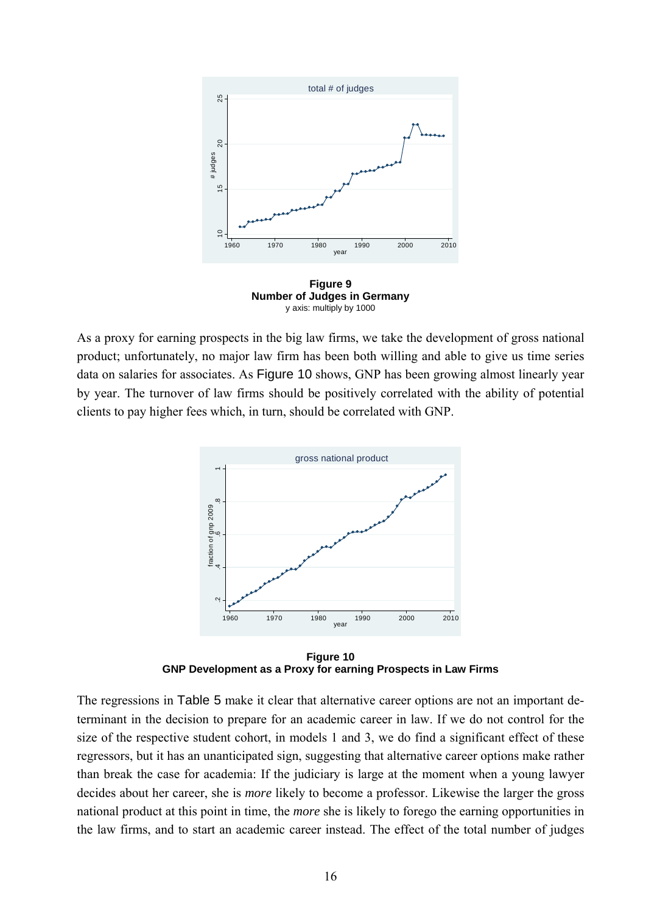**Figure 9**
**Number of Judges in Germany**
y axis: multiply by 1000

As a proxy for earning prospects in the big law firms, we take the development of gross national product; unfortunately, no major law firm has been both willing and able to give us time series data on salaries for associates. As Figure 10 shows, GNP has been growing almost linearly year by year. The turnover of law firms should be positively correlated with the ability of potential clients to pay higher fees which, in turn, should be correlated with GNP.

**Figure 10**
**GNP Development as a Proxy for earning Prospects in Law Firms**

The regressions in Table 5 make it clear that alternative career options are not an important determinant in the decision to prepare for an academic career in law. If we do not control for the size of the respective student cohort, in models 1 and 3, we do find a significant effect of these regressors, but it has an unanticipated sign, suggesting that alternative career options make rather than break the case for academia: If the judiciary is large at the moment when a young lawyer decides about her career, she is *more* likely to become a professor. Likewise the larger the gross national product at this point in time, the *more* she is likely to forego the earning opportunities in the law firms, and to start an academic career instead. The effect of the total number of judges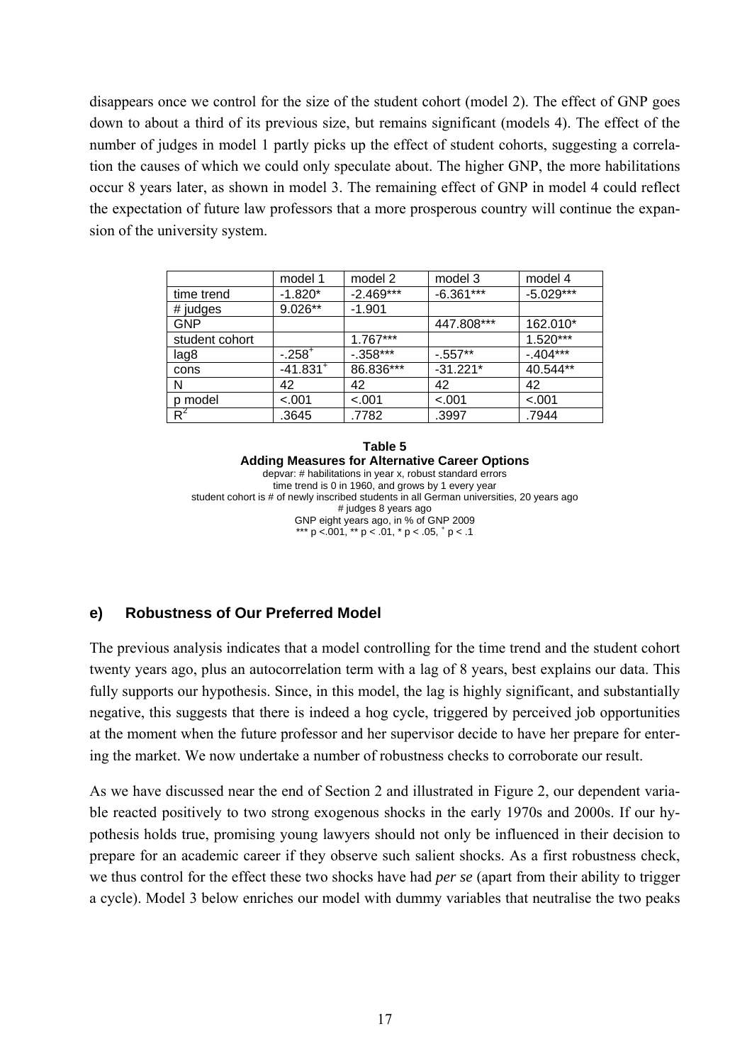disappears once we control for the size of the student cohort (model 2). The effect of GNP goes down to about a third of its previous size, but remains significant (models 4). The effect of the number of judges in model 1 partly picks up the effect of student cohorts, suggesting a correlation the causes of which we could only speculate about. The higher GNP, the more habilitations occur 8 years later, as shown in model 3. The remaining effect of GNP in model 4 could reflect the expectation of future law professors that a more prosperous country will continue the expansion of the university system.

| | model 1 | model 2 | model 3 | model 4 |
|---|---|---|---|---|
| time trend | -1.820* | -2.469*** | -6.361*** | -5.029*** |
| # judges | 9.026** | -1.901 | | |
| GNP | | | 447.808*** | 162.010* |
| student cohort | | 1.767*** | | 1.520*** |
| lag8 | -.258$^+$ | -.358*** | -.557** | -.404*** |
| cons | -41.831$^+$ | 86.836*** | -31.221* | 40.544** |
| N | 42 | 42 | 42 | 42 |
| p model | <.001 | <.001 | <.001 | <.001 |
| $R^2$ | .3645 | .7782 | .3997 | .7944 |

**Table 5**
**Adding Measures for Alternative Career Options**
depvar: # habilitations in year x, robust standard errors
time trend is 0 in 1960, and grows by 1 every year
student cohort is # of newly inscribed students in all German universities, 20 years ago
# judges 8 years ago
GNP eight years ago, in % of GNP 2009
*** p <.001, ** p < .01, * p < .05, $^+$ p < .1

### e) Robustness of Our Preferred Model

The previous analysis indicates that a model controlling for the time trend and the student cohort twenty years ago, plus an autocorrelation term with a lag of 8 years, best explains our data. This fully supports our hypothesis. Since, in this model, the lag is highly significant, and substantially negative, this suggests that there is indeed a hog cycle, triggered by perceived job opportunities at the moment when the future professor and her supervisor decide to have her prepare for entering the market. We now undertake a number of robustness checks to corroborate our result.

As we have discussed near the end of Section 2 and illustrated in Figure 2, our dependent variable reacted positively to two strong exogenous shocks in the early 1970s and 2000s. If our hypothesis holds true, promising young lawyers should not only be influenced in their decision to prepare for an academic career if they observe such salient shocks. As a first robustness check, we thus control for the effect these two shocks have had *per se* (apart from their ability to trigger a cycle). Model 3 below enriches our model with dummy variables that neutralise the two peaks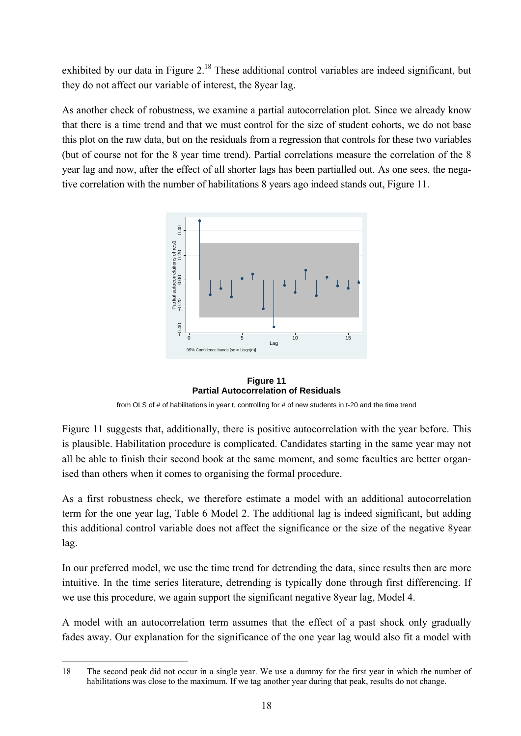exhibited by our data in Figure 2.[18] These additional control variables are indeed significant, but they do not affect our variable of interest, the 8year lag.

As another check of robustness, we examine a partial autocorrelation plot. Since we already know that there is a time trend and that we must control for the size of student cohorts, we do not base this plot on the raw data, but on the residuals from a regression that controls for these two variables (but of course not for the 8 year time trend). Partial correlations measure the correlation of the 8 year lag and now, after the effect of all shorter lags has been partialled out. As one sees, the negative correlation with the number of habilitations 8 years ago indeed stands out, Figure 11.

**Figure 11**
**Partial Autocorrelation of Residuals**

from OLS of # of habilitations in year t, controlling for # of new students in t-20 and the time trend

Figure 11 suggests that, additionally, there is positive autocorrelation with the year before. This is plausible. Habilitation procedure is complicated. Candidates starting in the same year may not all be able to finish their second book at the same moment, and some faculties are better organised than others when it comes to organising the formal procedure.

As a first robustness check, we therefore estimate a model with an additional autocorrelation term for the one year lag, Table 6 Model 2. The additional lag is indeed significant, but adding this additional control variable does not affect the significance or the size of the negative 8year lag.

In our preferred model, we use the time trend for detrending the data, since results then are more intuitive. In the time series literature, detrending is typically done through first differencing. If we use this procedure, we again support the significant negative 8year lag, Model 4.

A model with an autocorrelation term assumes that the effect of a past shock only gradually fades away. Our explanation for the significance of the one year lag would also fit a model with

---

18 The second peak did not occur in a single year. We use a dummy for the first year in which the number of habilitations was close to the maximum. If we tag another year during that peak, results do not change.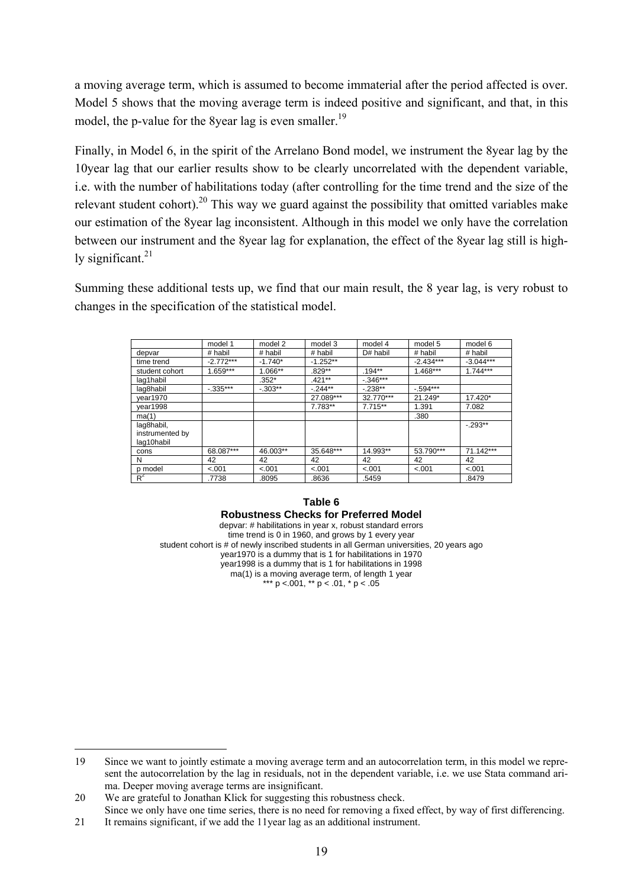a moving average term, which is assumed to become immaterial after the period affected is over. Model 5 shows that the moving average term is indeed positive and significant, and that, in this model, the p-value for the 8year lag is even smaller.[19]

Finally, in Model 6, in the spirit of the Arrelano Bond model, we instrument the 8year lag by the 10year lag that our earlier results show to be clearly uncorrelated with the dependent variable, i.e. with the number of habilitations today (after controlling for the time trend and the size of the relevant student cohort).[20] This way we guard against the possibility that omitted variables make our estimation of the 8year lag inconsistent. Although in this model we only have the correlation between our instrument and the 8year lag for explanation, the effect of the 8year lag still is highly significant.[21]

Summing these additional tests up, we find that our main result, the 8 year lag, is very robust to changes in the specification of the statistical model.

| | model 1 | model 2 | model 3 | model 4 | model 5 | model 6 |
|---|---|---|---|---|---|---|
| depvar | # habil | # habil | # habil | D# habil | # habil | # habil |
| time trend | -2.772*** | -1.740* | -1.252** | | -2.434*** | -3.044*** |
| student cohort | 1.659*** | 1.066** | .829** | .194** | 1.468*** | 1.744*** |
| lag1habil | | .352* | .421** | -.346*** | | |
| lag8habil | -.335*** | -.303** | -.244** | -.238** | -.594*** | |
| year1970 | | | 27.089*** | 32.770*** | 21.249* | 17.420* |
| year1998 | | | 7.783** | 7.715** | 1.391 | 7.082 |
| ma(1) | | | | | .380 | |
| lag8habil, instrumented by lag10habil | | | | | | -.293** |
| cons | 68.087*** | 46.003** | 35.648*** | 14.993** | 53.790*** | 71.142*** |
| N | 42 | 42 | 42 | 42 | 42 | 42 |
| p model | <.001 | <.001 | <.001 | <.001 | <.001 | <.001 |
| $R^2$ | .7738 | .8095 | .8636 | .5459 | | .8479 |

**Table 6**

**Robustness Checks for Preferred Model**

depvar: # habilitations in year x, robust standard errors
time trend is 0 in 1960, and grows by 1 every year
student cohort is # of newly inscribed students in all German universities, 20 years ago
year1970 is a dummy that is 1 for habilitations in 1970
year1998 is a dummy that is 1 for habilitations in 1998
ma(1) is a moving average term, of length 1 year
*** p <.001, ** p < .01, * p < .05

---

19 Since we want to jointly estimate a moving average term and an autocorrelation term, in this model we represent the autocorrelation by the lag in residuals, not in the dependent variable, i.e. we use Stata command arima. Deeper moving average terms are insignificant.

20 We are grateful to Jonathan Klick for suggesting this robustness check.
Since we only have one time series, there is no need for removing a fixed effect, by way of first differencing.

21 It remains significant, if we add the 11year lag as an additional instrument.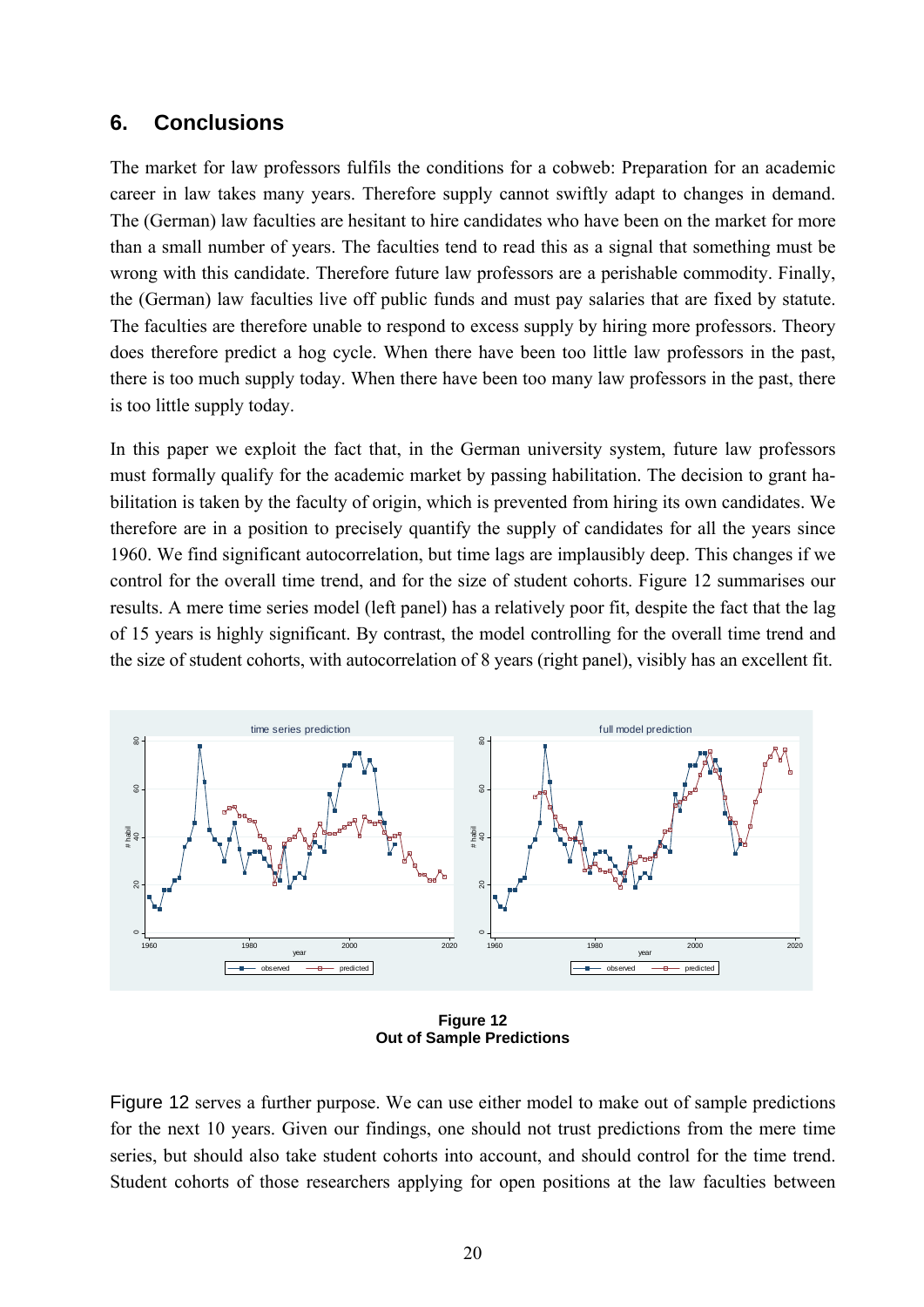## 6. Conclusions

The market for law professors fulfils the conditions for a cobweb: Preparation for an academic career in law takes many years. Therefore supply cannot swiftly adapt to changes in demand. The (German) law faculties are hesitant to hire candidates who have been on the market for more than a small number of years. The faculties tend to read this as a signal that something must be wrong with this candidate. Therefore future law professors are a perishable commodity. Finally, the (German) law faculties live off public funds and must pay salaries that are fixed by statute. The faculties are therefore unable to respond to excess supply by hiring more professors. Theory does therefore predict a hog cycle. When there have been too little law professors in the past, there is too much supply today. When there have been too many law professors in the past, there is too little supply today.

In this paper we exploit the fact that, in the German university system, future law professors must formally qualify for the academic market by passing habilitation. The decision to grant habilitation is taken by the faculty of origin, which is prevented from hiring its own candidates. We therefore are in a position to precisely quantify the supply of candidates for all the years since 1960. We find significant autocorrelation, but time lags are implausibly deep. This changes if we control for the overall time trend, and for the size of student cohorts. Figure 12 summarises our results. A mere time series model (left panel) has a relatively poor fit, despite the fact that the lag of 15 years is highly significant. By contrast, the model controlling for the overall time trend and the size of student cohorts, with autocorrelation of 8 years (right panel), visibly has an excellent fit.

**Figure 12**
**Out of Sample Predictions**

Figure 12 serves a further purpose. We can use either model to make out of sample predictions for the next 10 years. Given our findings, one should not trust predictions from the mere time series, but should also take student cohorts into account, and should control for the time trend. Student cohorts of those researchers applying for open positions at the law faculties between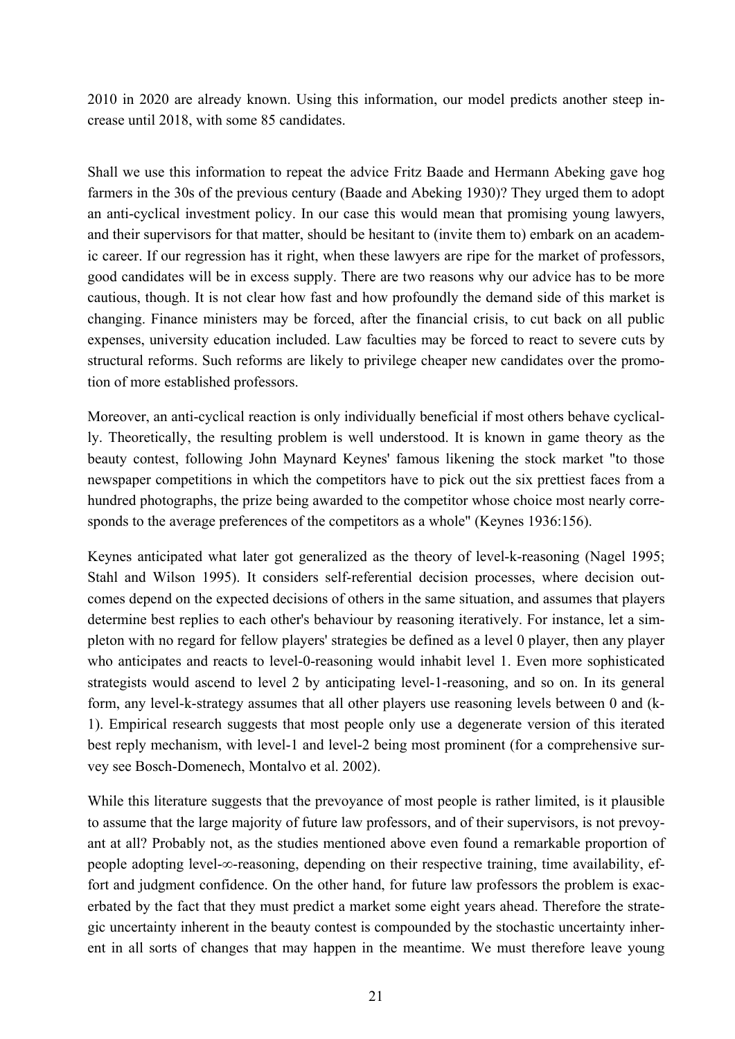2010 in 2020 are already known. Using this information, our model predicts another steep increase until 2018, with some 85 candidates.

Shall we use this information to repeat the advice Fritz Baade and Hermann Abeking gave hog farmers in the 30s of the previous century (Baade and Abeking 1930)? They urged them to adopt an anti-cyclical investment policy. In our case this would mean that promising young lawyers, and their supervisors for that matter, should be hesitant to (invite them to) embark on an academic career. If our regression has it right, when these lawyers are ripe for the market of professors, good candidates will be in excess supply. There are two reasons why our advice has to be more cautious, though. It is not clear how fast and how profoundly the demand side of this market is changing. Finance ministers may be forced, after the financial crisis, to cut back on all public expenses, university education included. Law faculties may be forced to react to severe cuts by structural reforms. Such reforms are likely to privilege cheaper new candidates over the promotion of more established professors.

Moreover, an anti-cyclical reaction is only individually beneficial if most others behave cyclically. Theoretically, the resulting problem is well understood. It is known in game theory as the beauty contest, following John Maynard Keynes' famous likening the stock market "to those newspaper competitions in which the competitors have to pick out the six prettiest faces from a hundred photographs, the prize being awarded to the competitor whose choice most nearly corresponds to the average preferences of the competitors as a whole" (Keynes 1936:156).

Keynes anticipated what later got generalized as the theory of level-k-reasoning (Nagel 1995; Stahl and Wilson 1995). It considers self-referential decision processes, where decision outcomes depend on the expected decisions of others in the same situation, and assumes that players determine best replies to each other's behaviour by reasoning iteratively. For instance, let a simpleton with no regard for fellow players' strategies be defined as a level 0 player, then any player who anticipates and reacts to level-0-reasoning would inhabit level 1. Even more sophisticated strategists would ascend to level 2 by anticipating level-1-reasoning, and so on. In its general form, any level-k-strategy assumes that all other players use reasoning levels between 0 and (k-1). Empirical research suggests that most people only use a degenerate version of this iterated best reply mechanism, with level-1 and level-2 being most prominent (for a comprehensive survey see Bosch-Domenech, Montalvo et al. 2002).

While this literature suggests that the prevoyance of most people is rather limited, is it plausible to assume that the large majority of future law professors, and of their supervisors, is not prevoyant at all? Probably not, as the studies mentioned above even found a remarkable proportion of people adopting level-$\infty$-reasoning, depending on their respective training, time availability, effort and judgment confidence. On the other hand, for future law professors the problem is exacerbated by the fact that they must predict a market some eight years ahead. Therefore the strategic uncertainty inherent in the beauty contest is compounded by the stochastic uncertainty inherent in all sorts of changes that may happen in the meantime. We must therefore leave young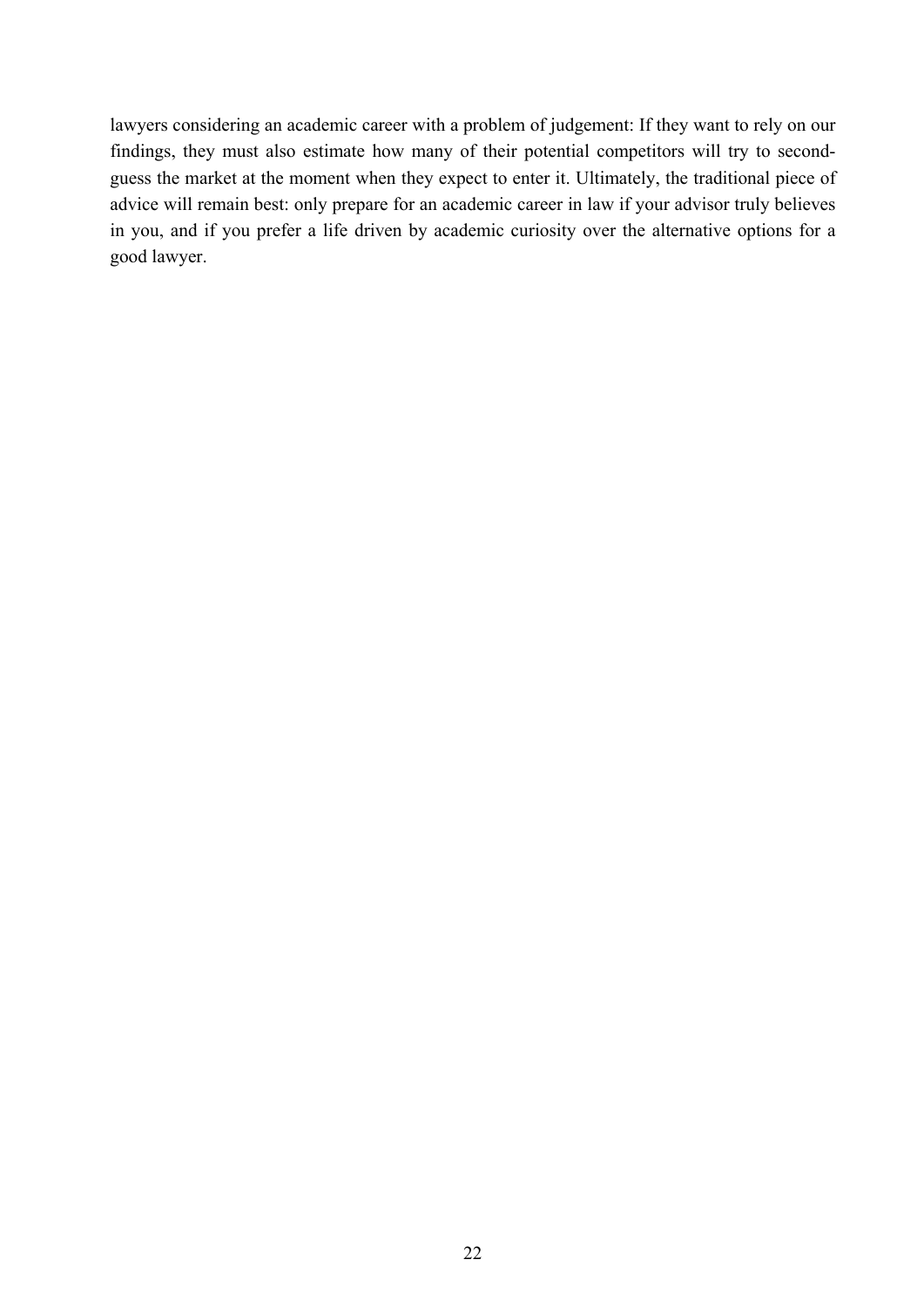lawyers considering an academic career with a problem of judgement: If they want to rely on our findings, they must also estimate how many of their potential competitors will try to second-guess the market at the moment when they expect to enter it. Ultimately, the traditional piece of advice will remain best: only prepare for an academic career in law if your advisor truly believes in you, and if you prefer a life driven by academic curiosity over the alternative options for a good lawyer.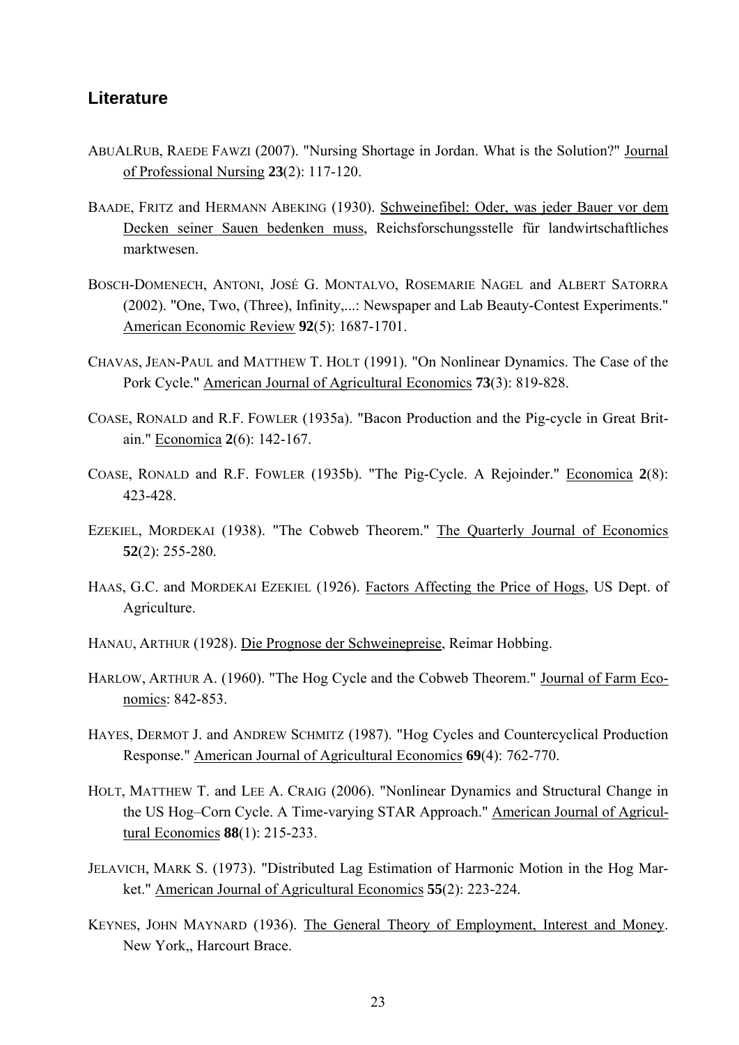## Literature

ABUALRUB, RAEDE FAWZI (2007). "Nursing Shortage in Jordan. What is the Solution?" Journal of Professional Nursing **23**(2): 117-120.

BAADE, FRITZ and HERMANN ABEKING (1930). Schweinefibel: Oder, was jeder Bauer vor dem Decken seiner Sauen bedenken muss, Reichsforschungsstelle für landwirtschaftliches marktwesen.

BOSCH-DOMENECH, ANTONI, JOSÉ G. MONTALVO, ROSEMARIE NAGEL and ALBERT SATORRA (2002). "One, Two, (Three), Infinity,...: Newspaper and Lab Beauty-Contest Experiments." American Economic Review **92**(5): 1687-1701.

CHAVAS, JEAN-PAUL and MATTHEW T. HOLT (1991). "On Nonlinear Dynamics. The Case of the Pork Cycle." American Journal of Agricultural Economics **73**(3): 819-828.

COASE, RONALD and R.F. FOWLER (1935a). "Bacon Production and the Pig-cycle in Great Britain." Economica **2**(6): 142-167.

COASE, RONALD and R.F. FOWLER (1935b). "The Pig-Cycle. A Rejoinder." Economica **2**(8): 423-428.

EZEKIEL, MORDEKAI (1938). "The Cobweb Theorem." The Quarterly Journal of Economics **52**(2): 255-280.

HAAS, G.C. and MORDEKAI EZEKIEL (1926). Factors Affecting the Price of Hogs, US Dept. of Agriculture.

HANAU, ARTHUR (1928). Die Prognose der Schweinepreise, Reimar Hobbing.

HARLOW, ARTHUR A. (1960). "The Hog Cycle and the Cobweb Theorem." Journal of Farm Economics: 842-853.

HAYES, DERMOT J. and ANDREW SCHMITZ (1987). "Hog Cycles and Countercyclical Production Response." American Journal of Agricultural Economics **69**(4): 762-770.

HOLT, MATTHEW T. and LEE A. CRAIG (2006). "Nonlinear Dynamics and Structural Change in the US Hog–Corn Cycle. A Time-varying STAR Approach." American Journal of Agricultural Economics **88**(1): 215-233.

JELAVICH, MARK S. (1973). "Distributed Lag Estimation of Harmonic Motion in the Hog Market." American Journal of Agricultural Economics **55**(2): 223-224.

KEYNES, JOHN MAYNARD (1936). The General Theory of Employment, Interest and Money. New York,, Harcourt Brace.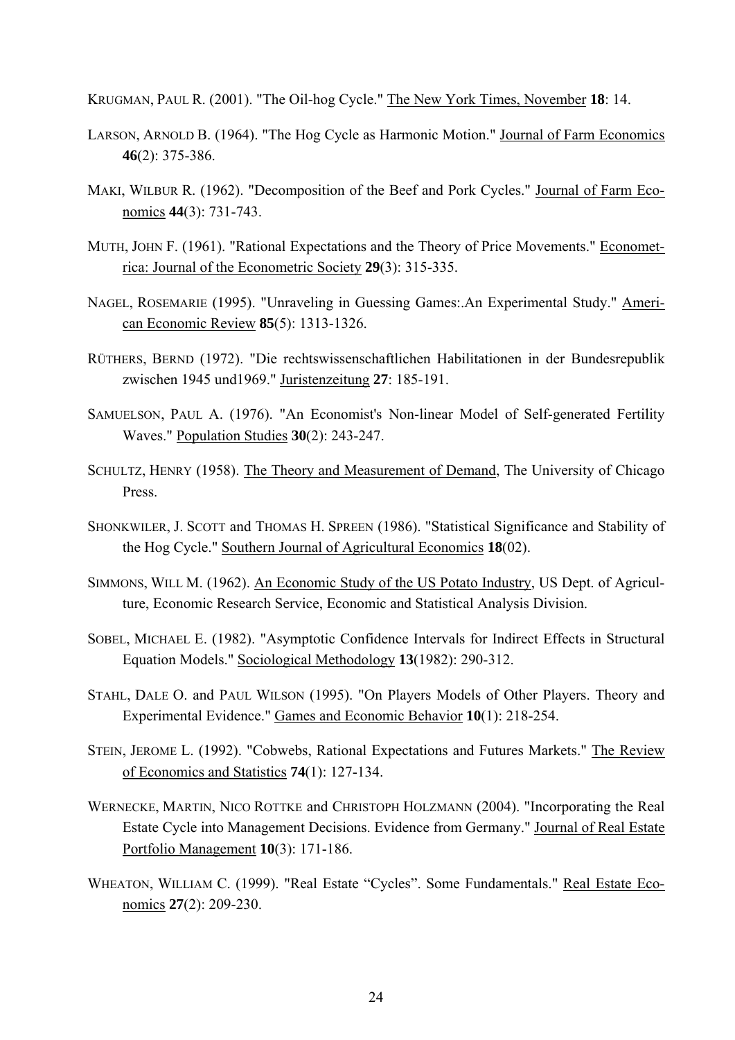KRUGMAN, PAUL R. (2001). "The Oil-hog Cycle." The New York Times, November **18**: 14.

LARSON, ARNOLD B. (1964). "The Hog Cycle as Harmonic Motion." Journal of Farm Economics **46**(2): 375-386.

MAKI, WILBUR R. (1962). "Decomposition of the Beef and Pork Cycles." Journal of Farm Economics **44**(3): 731-743.

MUTH, JOHN F. (1961). "Rational Expectations and the Theory of Price Movements." Econometrica: Journal of the Econometric Society **29**(3): 315-335.

NAGEL, ROSEMARIE (1995). "Unraveling in Guessing Games:.An Experimental Study." American Economic Review **85**(5): 1313-1326.

RÜTHERS, BERND (1972). "Die rechtswissenschaftlichen Habilitationen in der Bundesrepublik zwischen 1945 und1969." Juristenzeitung **27**: 185-191.

SAMUELSON, PAUL A. (1976). "An Economist's Non-linear Model of Self-generated Fertility Waves." Population Studies **30**(2): 243-247.

SCHULTZ, HENRY (1958). The Theory and Measurement of Demand, The University of Chicago Press.

SHONKWILER, J. SCOTT and THOMAS H. SPREEN (1986). "Statistical Significance and Stability of the Hog Cycle." Southern Journal of Agricultural Economics **18**(02).

SIMMONS, WILL M. (1962). An Economic Study of the US Potato Industry, US Dept. of Agriculture, Economic Research Service, Economic and Statistical Analysis Division.

SOBEL, MICHAEL E. (1982). "Asymptotic Confidence Intervals for Indirect Effects in Structural Equation Models." Sociological Methodology **13**(1982): 290-312.

STAHL, DALE O. and PAUL WILSON (1995). "On Players Models of Other Players. Theory and Experimental Evidence." Games and Economic Behavior **10**(1): 218-254.

STEIN, JEROME L. (1992). "Cobwebs, Rational Expectations and Futures Markets." The Review of Economics and Statistics **74**(1): 127-134.

WERNECKE, MARTIN, NICO ROTTKE and CHRISTOPH HOLZMANN (2004). "Incorporating the Real Estate Cycle into Management Decisions. Evidence from Germany." Journal of Real Estate Portfolio Management **10**(3): 171-186.

WHEATON, WILLIAM C. (1999). "Real Estate "Cycles". Some Fundamentals." Real Estate Economics **27**(2): 209-230.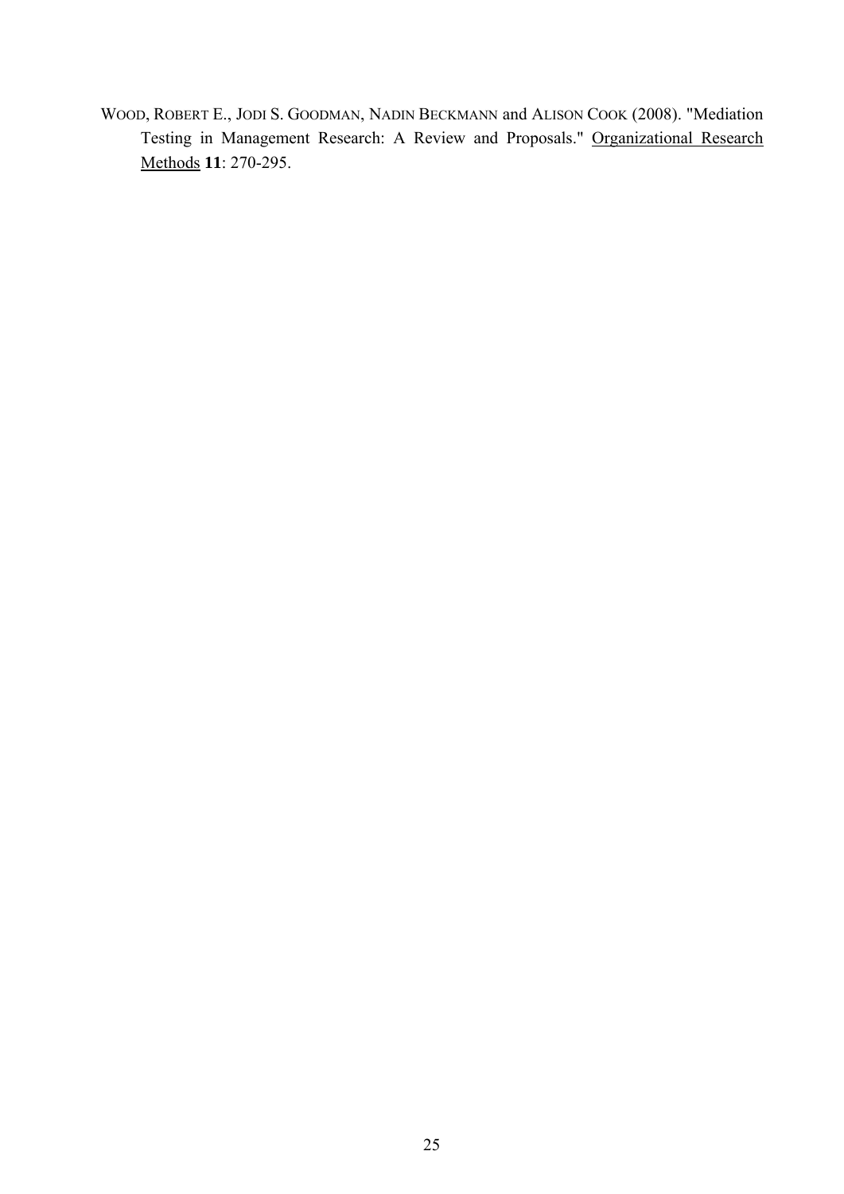WOOD, ROBERT E., JODI S. GOODMAN, NADIN BECKMANN and ALISON COOK (2008). "Mediation Testing in Management Research: A Review and Proposals." Organizational Research Methods **11**: 270-295.